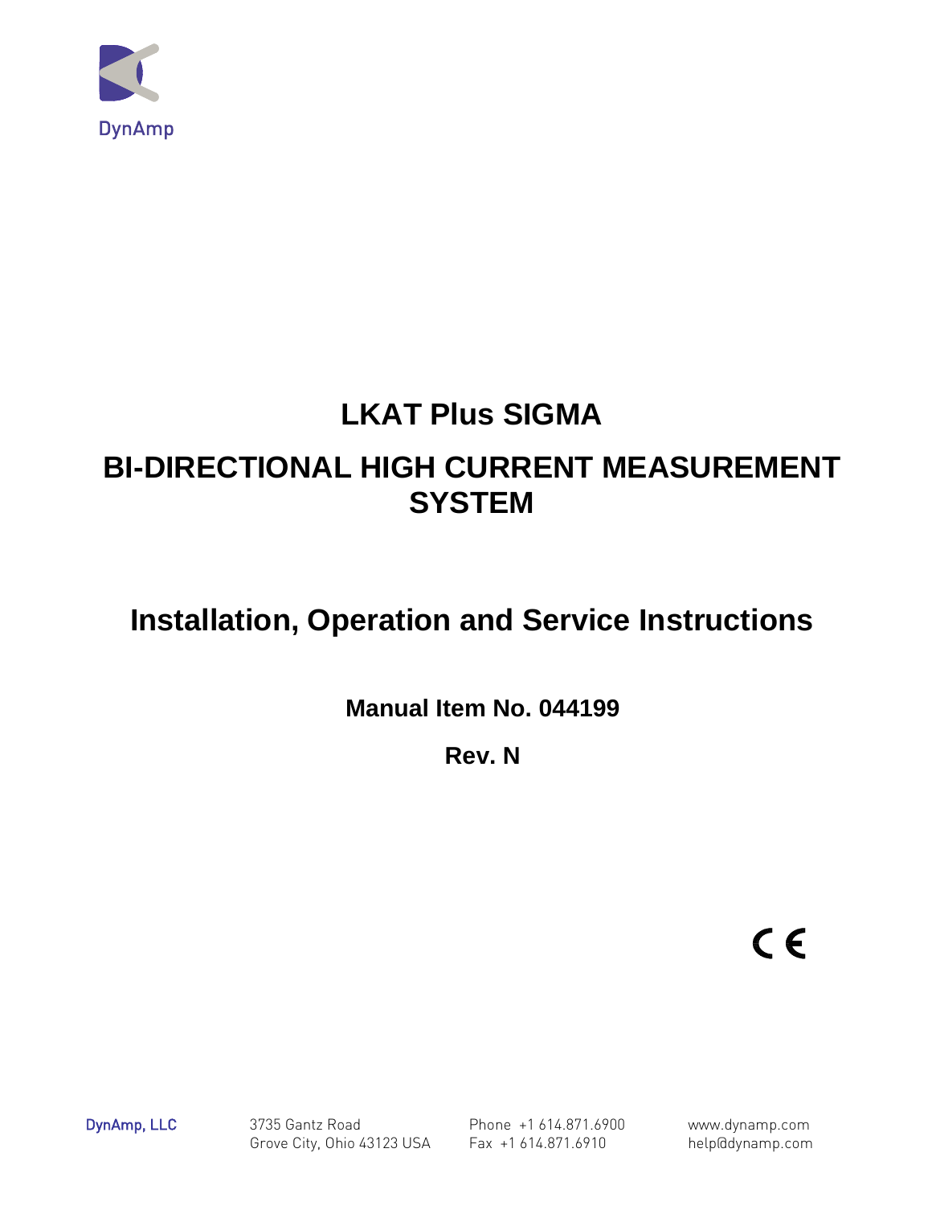DynAmp

# LKAT Plus SIGMA

# BI-DIRECTIONAL HIGH CURRENT MEASUREMENT SYSTEM

## Installation, Operation and Service Instructions

**Manual Item No. 044199**

**Rev. N**

CE

DynAmp, LLC

3735 Gantz Road
Grove City, Ohio 43123 USA

Phone +1 614.871.6900
Fax +1 614.871.6910

www.dynamp.com
help@dynamp.com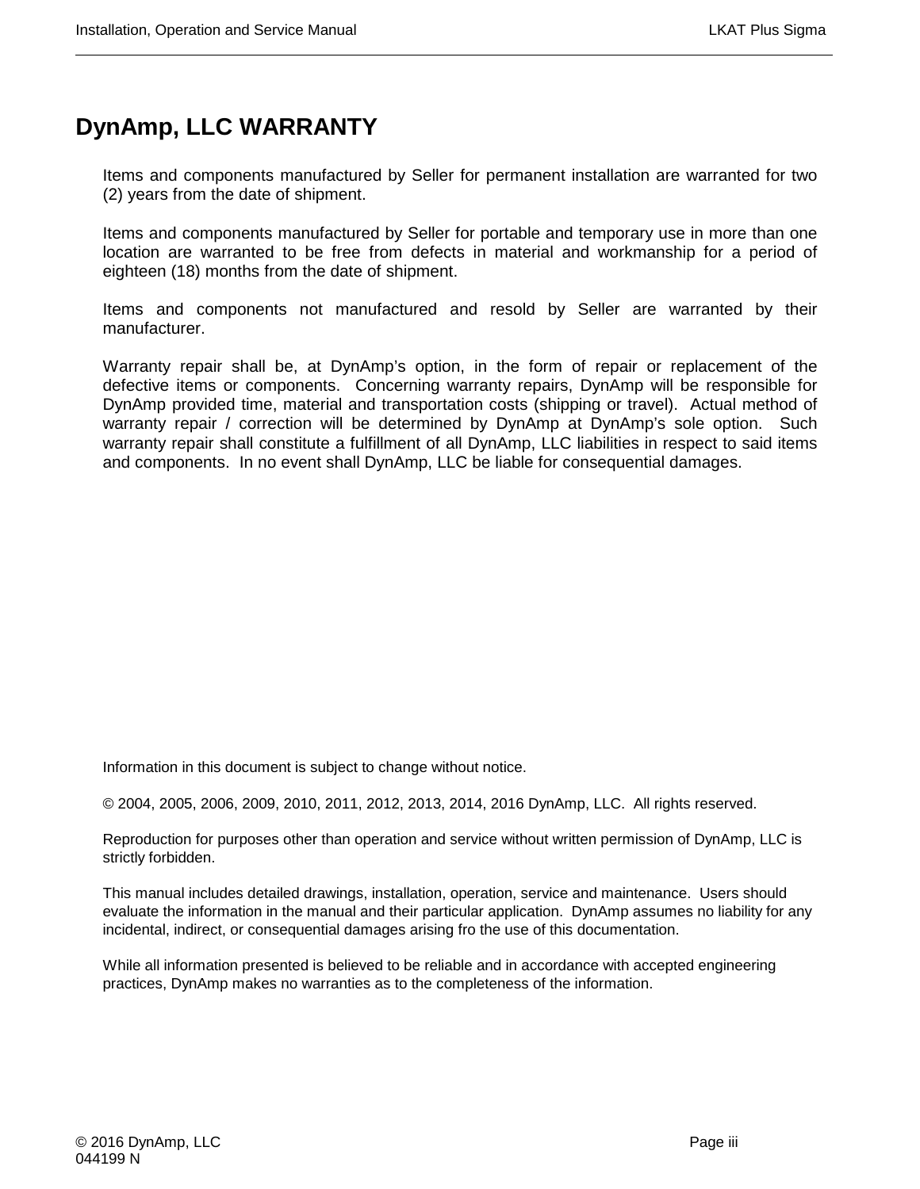# DynAmp, LLC WARRANTY

Items and components manufactured by Seller for permanent installation are warranted for two (2) years from the date of shipment.

Items and components manufactured by Seller for portable and temporary use in more than one location are warranted to be free from defects in material and workmanship for a period of eighteen (18) months from the date of shipment.

Items and components not manufactured and resold by Seller are warranted by their manufacturer.

Warranty repair shall be, at DynAmp's option, in the form of repair or replacement of the defective items or components. Concerning warranty repairs, DynAmp will be responsible for DynAmp provided time, material and transportation costs (shipping or travel). Actual method of warranty repair / correction will be determined by DynAmp at DynAmp's sole option. Such warranty repair shall constitute a fulfillment of all DynAmp, LLC liabilities in respect to said items and components. In no event shall DynAmp, LLC be liable for consequential damages.

Information in this document is subject to change without notice.

© 2004, 2005, 2006, 2009, 2010, 2011, 2012, 2013, 2014, 2016 DynAmp, LLC. All rights reserved.

Reproduction for purposes other than operation and service without written permission of DynAmp, LLC is strictly forbidden.

This manual includes detailed drawings, installation, operation, service and maintenance. Users should evaluate the information in the manual and their particular application. DynAmp assumes no liability for any incidental, indirect, or consequential damages arising fro the use of this documentation.

While all information presented is believed to be reliable and in accordance with accepted engineering practices, DynAmp makes no warranties as to the completeness of the information.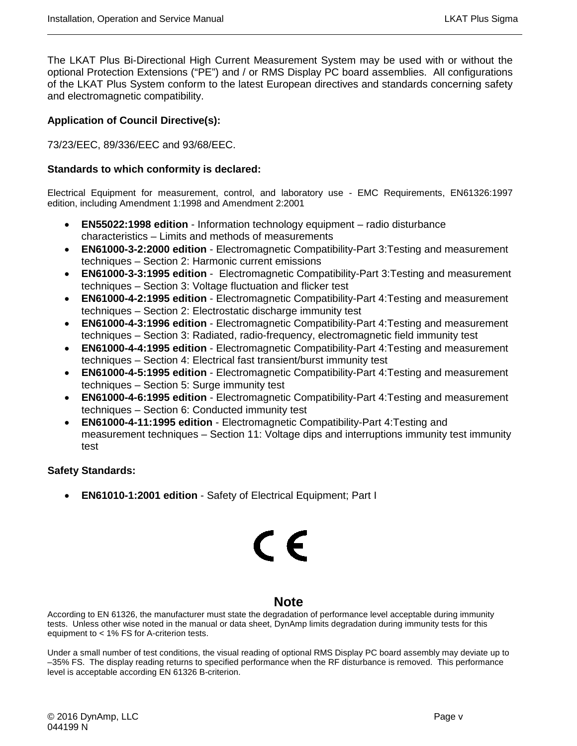The LKAT Plus Bi-Directional High Current Measurement System may be used with or without the optional Protection Extensions ("PE") and / or RMS Display PC board assemblies. All configurations of the LKAT Plus System conform to the latest European directives and standards concerning safety and electromagnetic compatibility.

**Application of Council Directive(s):**

73/23/EEC, 89/336/EEC and 93/68/EEC.

**Standards to which conformity is declared:**

Electrical Equipment for measurement, control, and laboratory use - EMC Requirements, EN61326:1997 edition, including Amendment 1:1998 and Amendment 2:2001

- **EN55022:1998 edition** - Information technology equipment – radio disturbance characteristics – Limits and methods of measurements
- **EN61000-3-2:2000 edition** - Electromagnetic Compatibility-Part 3:Testing and measurement techniques – Section 2: Harmonic current emissions
- **EN61000-3-3:1995 edition** - Electromagnetic Compatibility-Part 3:Testing and measurement techniques – Section 3: Voltage fluctuation and flicker test
- **EN61000-4-2:1995 edition** - Electromagnetic Compatibility-Part 4:Testing and measurement techniques – Section 2: Electrostatic discharge immunity test
- **EN61000-4-3:1996 edition** - Electromagnetic Compatibility-Part 4:Testing and measurement techniques – Section 3: Radiated, radio-frequency, electromagnetic field immunity test
- **EN61000-4-4:1995 edition** - Electromagnetic Compatibility-Part 4:Testing and measurement techniques – Section 4: Electrical fast transient/burst immunity test
- **EN61000-4-5:1995 edition** - Electromagnetic Compatibility-Part 4:Testing and measurement techniques – Section 5: Surge immunity test
- **EN61000-4-6:1995 edition** - Electromagnetic Compatibility-Part 4:Testing and measurement techniques – Section 6: Conducted immunity test
- **EN61000-4-11:1995 edition** - Electromagnetic Compatibility-Part 4:Testing and measurement techniques – Section 11: Voltage dips and interruptions immunity test immunity test

**Safety Standards:**

- **EN61010-1:2001 edition** - Safety of Electrical Equipment; Part I

CE

## Note

According to EN 61326, the manufacturer must state the degradation of performance level acceptable during immunity tests. Unless other wise noted in the manual or data sheet, DynAmp limits degradation during immunity tests for this equipment to < 1% FS for A-criterion tests.

Under a small number of test conditions, the visual reading of optional RMS Display PC board assembly may deviate up to –35% FS. The display reading returns to specified performance when the RF disturbance is removed. This performance level is acceptable according EN 61326 B-criterion.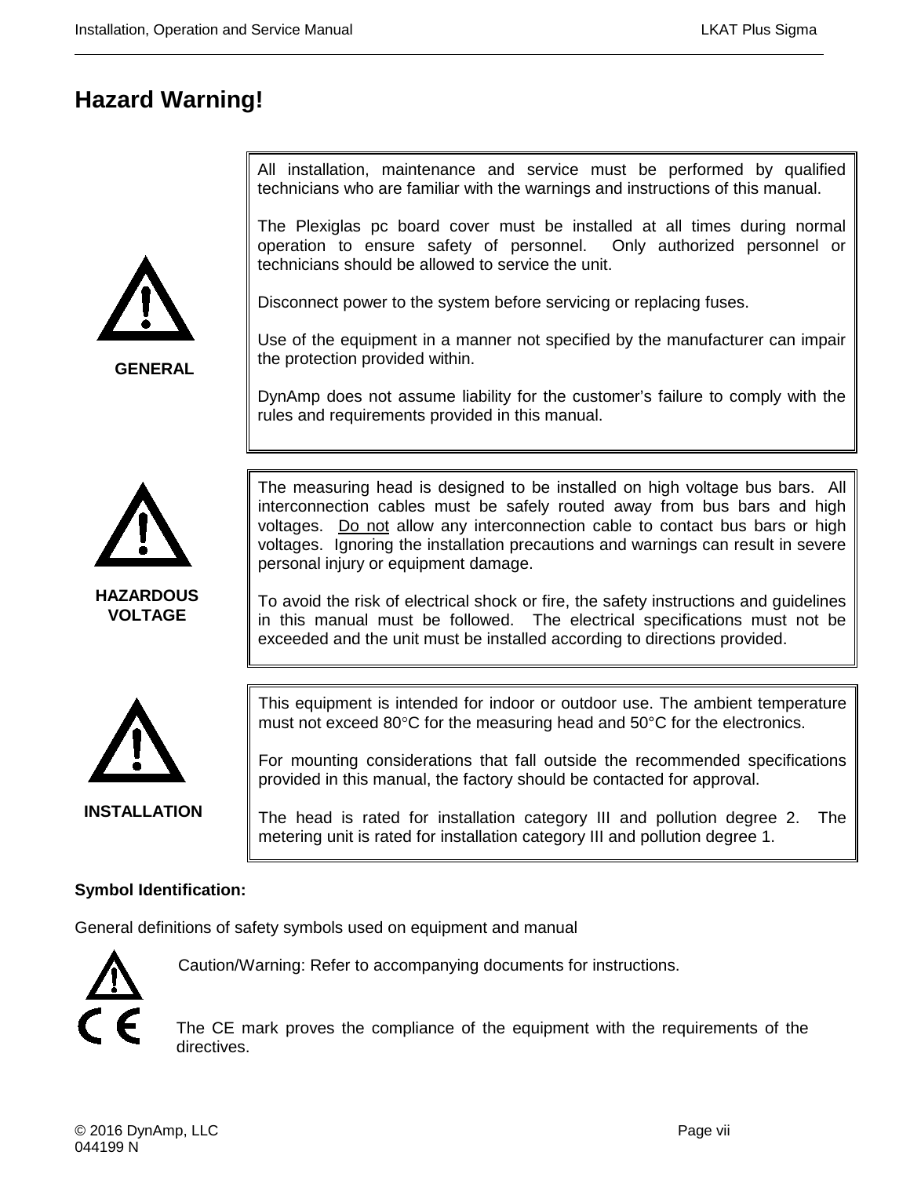# Hazard Warning!

**GENERAL**

All installation, maintenance and service must be performed by qualified technicians who are familiar with the warnings and instructions of this manual.

The Plexiglas pc board cover must be installed at all times during normal operation to ensure safety of personnel. Only authorized personnel or technicians should be allowed to service the unit.

Disconnect power to the system before servicing or replacing fuses.

Use of the equipment in a manner not specified by the manufacturer can impair the protection provided within.

DynAmp does not assume liability for the customer's failure to comply with the rules and requirements provided in this manual.

**HAZARDOUS VOLTAGE**

The measuring head is designed to be installed on high voltage bus bars. All interconnection cables must be safely routed away from bus bars and high voltages. Do not allow any interconnection cable to contact bus bars or high voltages. Ignoring the installation precautions and warnings can result in severe personal injury or equipment damage.

To avoid the risk of electrical shock or fire, the safety instructions and guidelines in this manual must be followed. The electrical specifications must not be exceeded and the unit must be installed according to directions provided.

**INSTALLATION**

This equipment is intended for indoor or outdoor use. The ambient temperature must not exceed 80°C for the measuring head and 50°C for the electronics.

For mounting considerations that fall outside the recommended specifications provided in this manual, the factory should be contacted for approval.

The head is rated for installation category III and pollution degree 2. The metering unit is rated for installation category III and pollution degree 1.

**Symbol Identification:**

General definitions of safety symbols used on equipment and manual

Caution/Warning: Refer to accompanying documents for instructions.

The CE mark proves the compliance of the equipment with the requirements of the directives.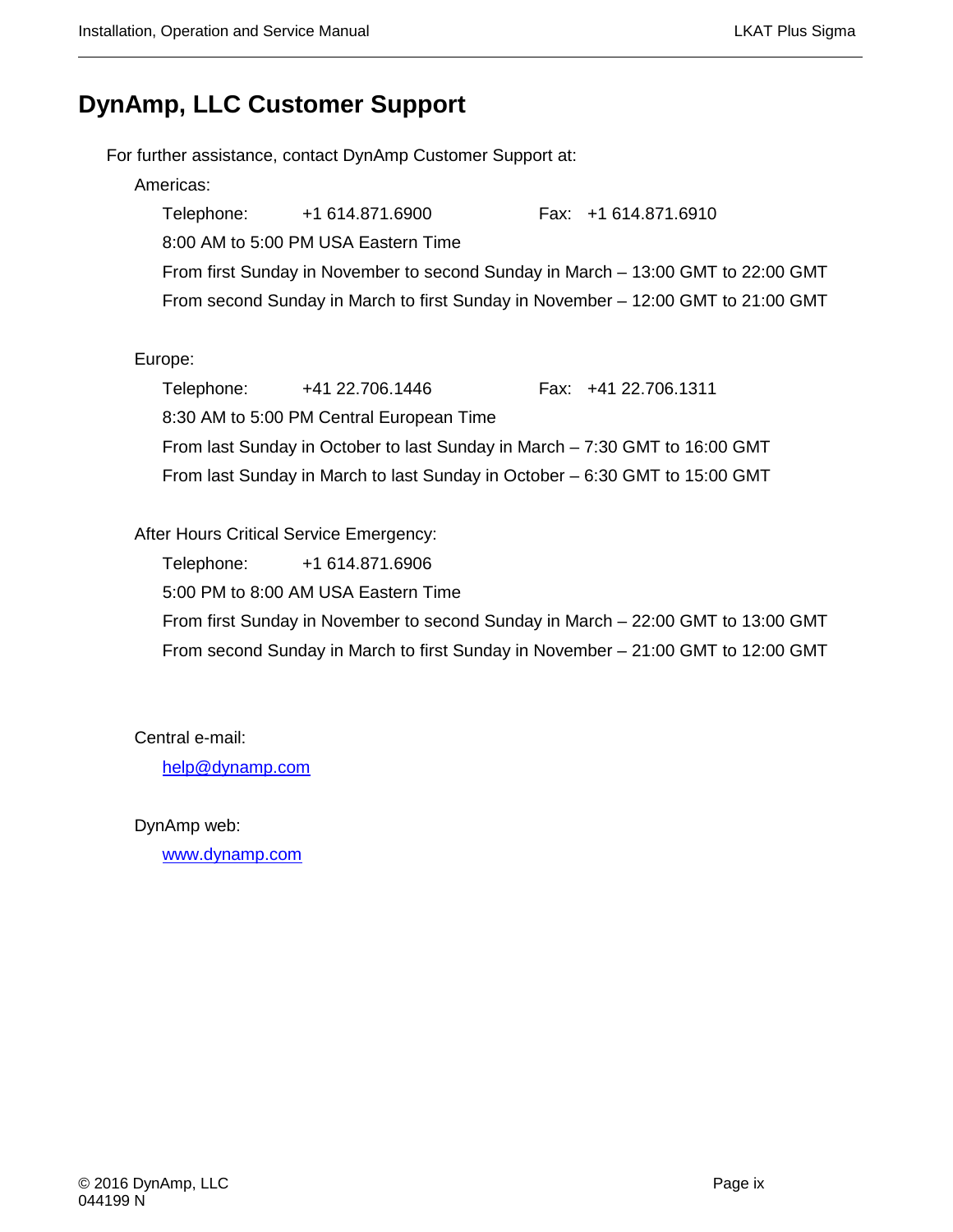# DynAmp, LLC Customer Support

For further assistance, contact DynAmp Customer Support at:

Americas:

Telephone: +1 614.871.6900 Fax: +1 614.871.6910

8:00 AM to 5:00 PM USA Eastern Time

From first Sunday in November to second Sunday in March – 13:00 GMT to 22:00 GMT

From second Sunday in March to first Sunday in November – 12:00 GMT to 21:00 GMT

Europe:

Telephone: +41 22.706.1446 Fax: +41 22.706.1311

8:30 AM to 5:00 PM Central European Time

From last Sunday in October to last Sunday in March – 7:30 GMT to 16:00 GMT

From last Sunday in March to last Sunday in October – 6:30 GMT to 15:00 GMT

After Hours Critical Service Emergency:

Telephone: +1 614.871.6906

5:00 PM to 8:00 AM USA Eastern Time

From first Sunday in November to second Sunday in March – 22:00 GMT to 13:00 GMT

From second Sunday in March to first Sunday in November – 21:00 GMT to 12:00 GMT

Central e-mail:

help@dynamp.com

DynAmp web:

www.dynamp.com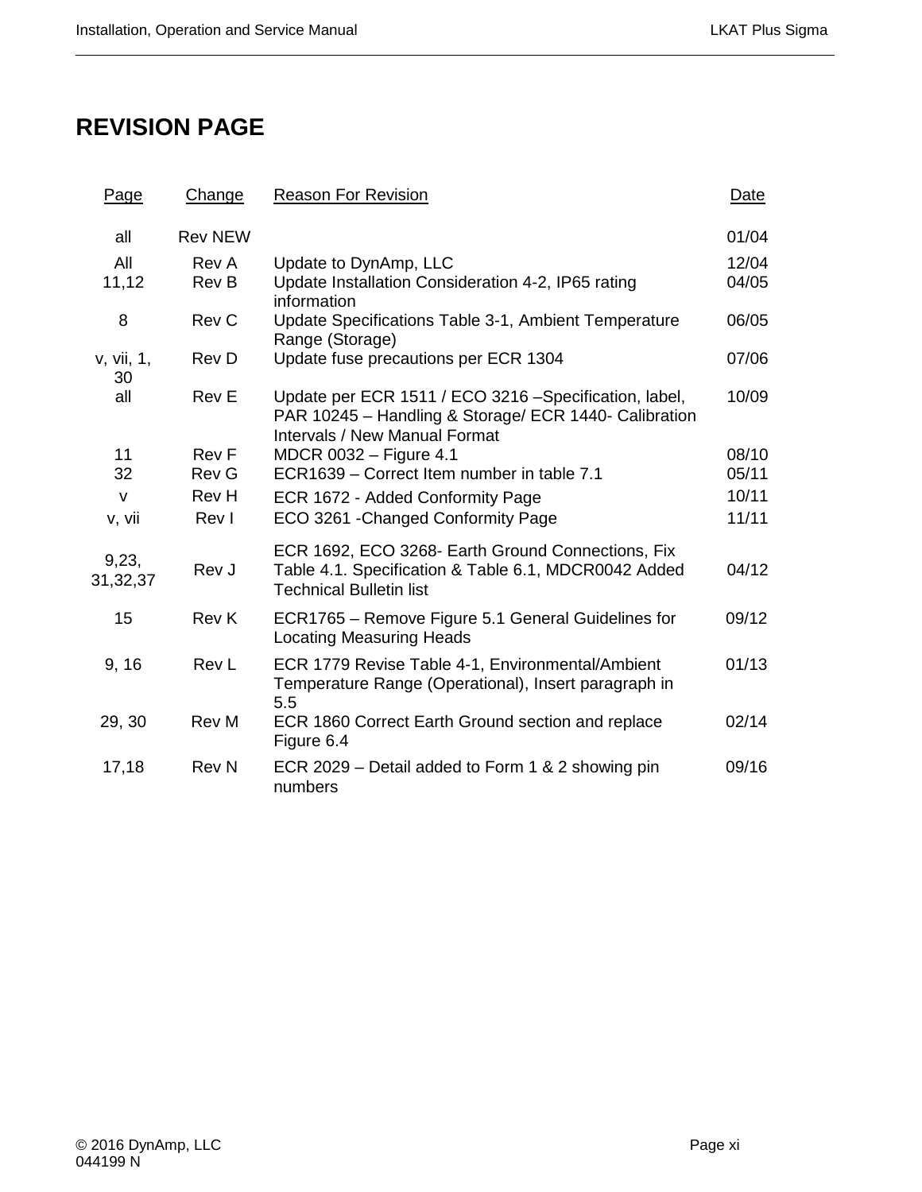# REVISION PAGE

| Page | Change | Reason For Revision | Date |
|---|---|---|---|
| all | Rev NEW | | 01/04 |
| All | Rev A | Update to DynAmp, LLC | 12/04 |
| 11,12 | Rev B | Update Installation Consideration 4-2, IP65 rating information | 04/05 |
| 8 | Rev C | Update Specifications Table 3-1, Ambient Temperature Range (Storage) | 06/05 |
| v, vii, 1, 30 | Rev D | Update fuse precautions per ECR 1304 | 07/06 |
| all | Rev E | Update per ECR 1511 / ECO 3216 –Specification, label, PAR 10245 – Handling & Storage/ ECR 1440- Calibration Intervals / New Manual Format | 10/09 |
| 11 | Rev F | MDCR 0032 – Figure 4.1 | 08/10 |
| 32 | Rev G | ECR1639 – Correct Item number in table 7.1 | 05/11 |
| v | Rev H | ECR 1672 - Added Conformity Page | 10/11 |
| v, vii | Rev I | ECO 3261 -Changed Conformity Page | 11/11 |
| 9,23, 31,32,37 | Rev J | ECR 1692, ECO 3268- Earth Ground Connections, Fix Table 4.1. Specification & Table 6.1, MDCR0042 Added Technical Bulletin list | 04/12 |
| 15 | Rev K | ECR1765 – Remove Figure 5.1 General Guidelines for Locating Measuring Heads | 09/12 |
| 9, 16 | Rev L | ECR 1779 Revise Table 4-1, Environmental/Ambient Temperature Range (Operational), Insert paragraph in 5.5 | 01/13 |
| 29, 30 | Rev M | ECR 1860 Correct Earth Ground section and replace Figure 6.4 | 02/14 |
| 17,18 | Rev N | ECR 2029 – Detail added to Form 1 & 2 showing pin numbers | 09/16 |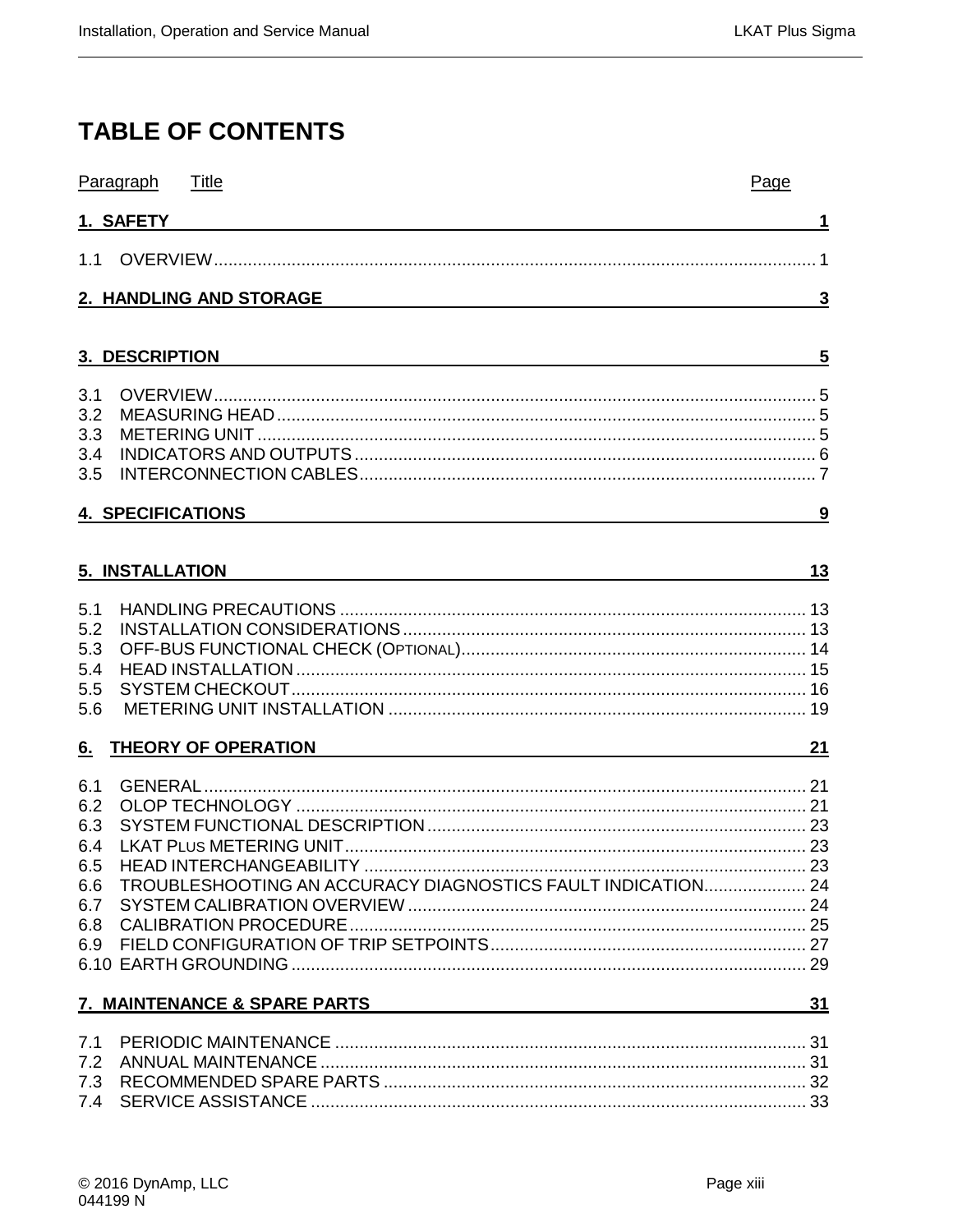# TABLE OF CONTENTS

| Paragraph | Title | Page |
|---|---|---|
| **1.** | **SAFETY** | **1** |
| 1.1 | OVERVIEW | 1 |
| **2.** | **HANDLING AND STORAGE** | **3** |
| **3.** | **DESCRIPTION** | **5** |
| 3.1 | OVERVIEW | 5 |
| 3.2 | MEASURING HEAD | 5 |
| 3.3 | METERING UNIT | 5 |
| 3.4 | INDICATORS AND OUTPUTS | 6 |
| 3.5 | INTERCONNECTION CABLES | 7 |
| **4.** | **SPECIFICATIONS** | **9** |
| **5.** | **INSTALLATION** | **13** |
| 5.1 | HANDLING PRECAUTIONS | 13 |
| 5.2 | INSTALLATION CONSIDERATIONS | 13 |
| 5.3 | OFF-BUS FUNCTIONAL CHECK (OPTIONAL) | 14 |
| 5.4 | HEAD INSTALLATION | 15 |
| 5.5 | SYSTEM CHECKOUT | 16 |
| 5.6 | METERING UNIT INSTALLATION | 19 |
| **6.** | **THEORY OF OPERATION** | **21** |
| 6.1 | GENERAL | 21 |
| 6.2 | OLOP TECHNOLOGY | 21 |
| 6.3 | SYSTEM FUNCTIONAL DESCRIPTION | 23 |
| 6.4 | LKAT PLUS METERING UNIT | 23 |
| 6.5 | HEAD INTERCHANGEABILITY | 23 |
| 6.6 | TROUBLESHOOTING AN ACCURACY DIAGNOSTICS FAULT INDICATION | 24 |
| 6.7 | SYSTEM CALIBRATION OVERVIEW | 24 |
| 6.8 | CALIBRATION PROCEDURE | 25 |
| 6.9 | FIELD CONFIGURATION OF TRIP SETPOINTS | 27 |
| 6.10 | EARTH GROUNDING | 29 |
| **7.** | **MAINTENANCE & SPARE PARTS** | **31** |
| 7.1 | PERIODIC MAINTENANCE | 31 |
| 7.2 | ANNUAL MAINTENANCE | 31 |
| 7.3 | RECOMMENDED SPARE PARTS | 32 |
| 7.4 | SERVICE ASSISTANCE | 33 |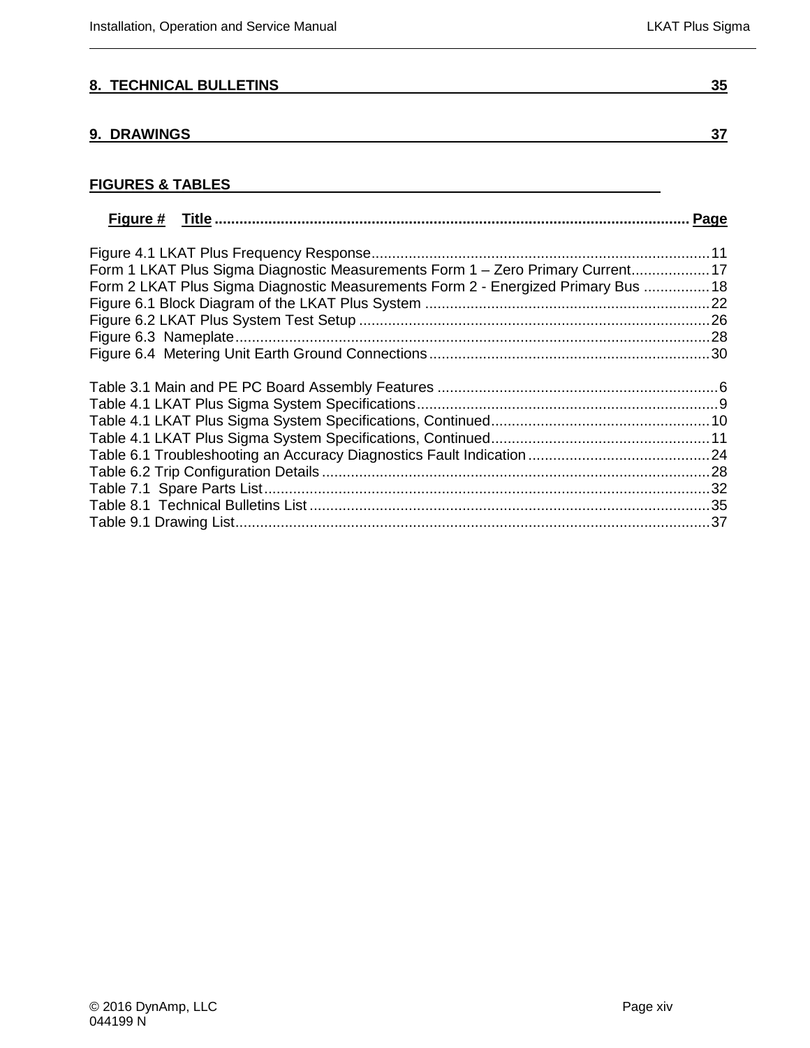**8. TECHNICAL BULLETINS 35**

**9. DRAWINGS 37**

**FIGURES & TABLES**

**Figure # Title .................................................................................................................. Page**

Figure 4.1 LKAT Plus Frequency Response.................................................................................11
Form 1 LKAT Plus Sigma Diagnostic Measurements Form 1 – Zero Primary Current...................17
Form 2 LKAT Plus Sigma Diagnostic Measurements Form 2 - Energized Primary Bus ................18
Figure 6.1 Block Diagram of the LKAT Plus System ....................................................................22
Figure 6.2 LKAT Plus System Test Setup ....................................................................................26
Figure 6.3 Nameplate..................................................................................................................28
Figure 6.4 Metering Unit Earth Ground Connections...................................................................30

Table 3.1 Main and PE PC Board Assembly Features ....................................................................6
Table 4.1 LKAT Plus Sigma System Specifications........................................................................9
Table 4.1 LKAT Plus Sigma System Specifications, Continued....................................................10
Table 4.1 LKAT Plus Sigma System Specifications, Continued....................................................11
Table 6.1 Troubleshooting an Accuracy Diagnostics Fault Indication............................................24
Table 6.2 Trip Configuration Details.............................................................................................28
Table 7.1 Spare Parts List...........................................................................................................32
Table 8.1 Technical Bulletins List ................................................................................................35
Table 9.1 Drawing List.................................................................................................................37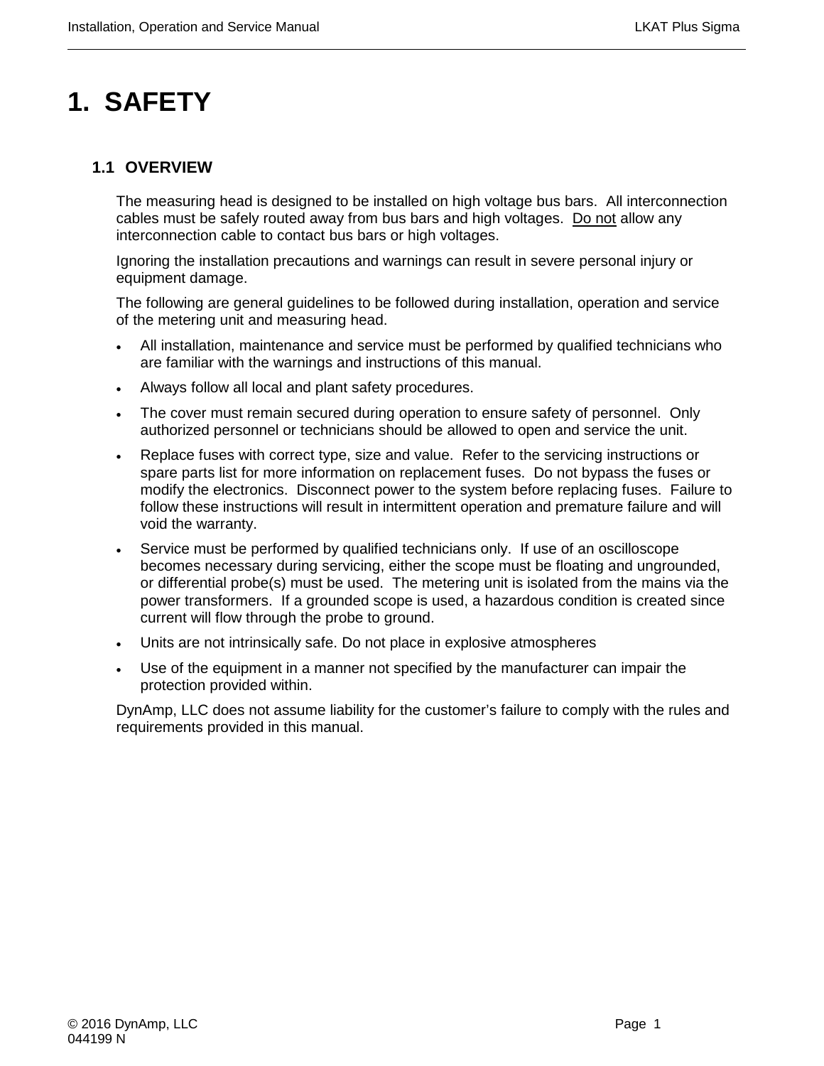# 1. SAFETY

## 1.1 OVERVIEW

The measuring head is designed to be installed on high voltage bus bars. All interconnection cables must be safely routed away from bus bars and high voltages. <u>Do not</u> allow any interconnection cable to contact bus bars or high voltages.

Ignoring the installation precautions and warnings can result in severe personal injury or equipment damage.

The following are general guidelines to be followed during installation, operation and service of the metering unit and measuring head.

- All installation, maintenance and service must be performed by qualified technicians who are familiar with the warnings and instructions of this manual.
- Always follow all local and plant safety procedures.
- The cover must remain secured during operation to ensure safety of personnel. Only authorized personnel or technicians should be allowed to open and service the unit.
- Replace fuses with correct type, size and value. Refer to the servicing instructions or spare parts list for more information on replacement fuses. Do not bypass the fuses or modify the electronics. Disconnect power to the system before replacing fuses. Failure to follow these instructions will result in intermittent operation and premature failure and will void the warranty.
- Service must be performed by qualified technicians only. If use of an oscilloscope becomes necessary during servicing, either the scope must be floating and ungrounded, or differential probe(s) must be used. The metering unit is isolated from the mains via the power transformers. If a grounded scope is used, a hazardous condition is created since current will flow through the probe to ground.
- Units are not intrinsically safe. Do not place in explosive atmospheres
- Use of the equipment in a manner not specified by the manufacturer can impair the protection provided within.

DynAmp, LLC does not assume liability for the customer's failure to comply with the rules and requirements provided in this manual.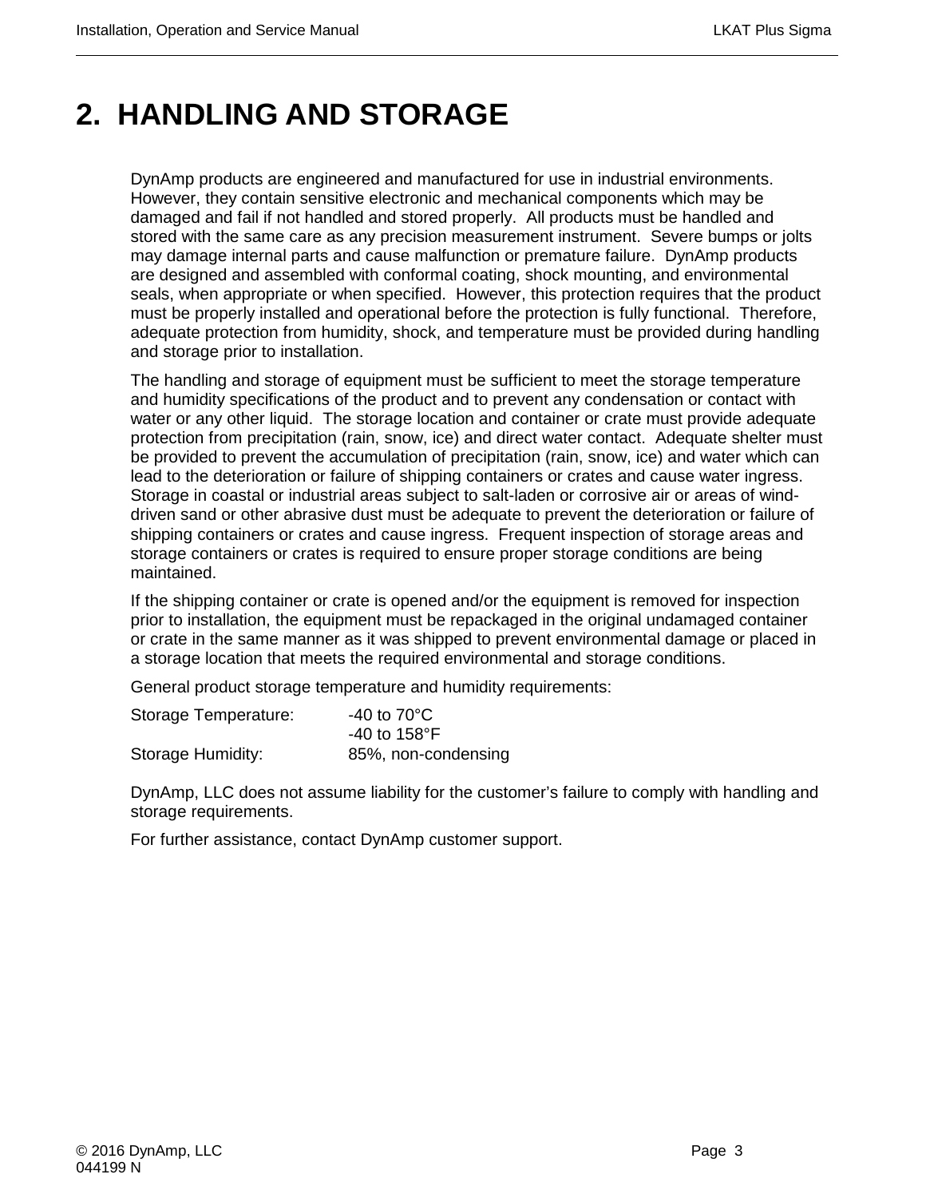# 2. HANDLING AND STORAGE

DynAmp products are engineered and manufactured for use in industrial environments. However, they contain sensitive electronic and mechanical components which may be damaged and fail if not handled and stored properly. All products must be handled and stored with the same care as any precision measurement instrument. Severe bumps or jolts may damage internal parts and cause malfunction or premature failure. DynAmp products are designed and assembled with conformal coating, shock mounting, and environmental seals, when appropriate or when specified. However, this protection requires that the product must be properly installed and operational before the protection is fully functional. Therefore, adequate protection from humidity, shock, and temperature must be provided during handling and storage prior to installation.

The handling and storage of equipment must be sufficient to meet the storage temperature and humidity specifications of the product and to prevent any condensation or contact with water or any other liquid. The storage location and container or crate must provide adequate protection from precipitation (rain, snow, ice) and direct water contact. Adequate shelter must be provided to prevent the accumulation of precipitation (rain, snow, ice) and water which can lead to the deterioration or failure of shipping containers or crates and cause water ingress. Storage in coastal or industrial areas subject to salt-laden or corrosive air or areas of wind-driven sand or other abrasive dust must be adequate to prevent the deterioration or failure of shipping containers or crates and cause ingress. Frequent inspection of storage areas and storage containers or crates is required to ensure proper storage conditions are being maintained.

If the shipping container or crate is opened and/or the equipment is removed for inspection prior to installation, the equipment must be repackaged in the original undamaged container or crate in the same manner as it was shipped to prevent environmental damage or placed in a storage location that meets the required environmental and storage conditions.

General product storage temperature and humidity requirements:

Storage Temperature: -40 to 70°C
-40 to 158°F
Storage Humidity: 85%, non-condensing

DynAmp, LLC does not assume liability for the customer's failure to comply with handling and storage requirements.

For further assistance, contact DynAmp customer support.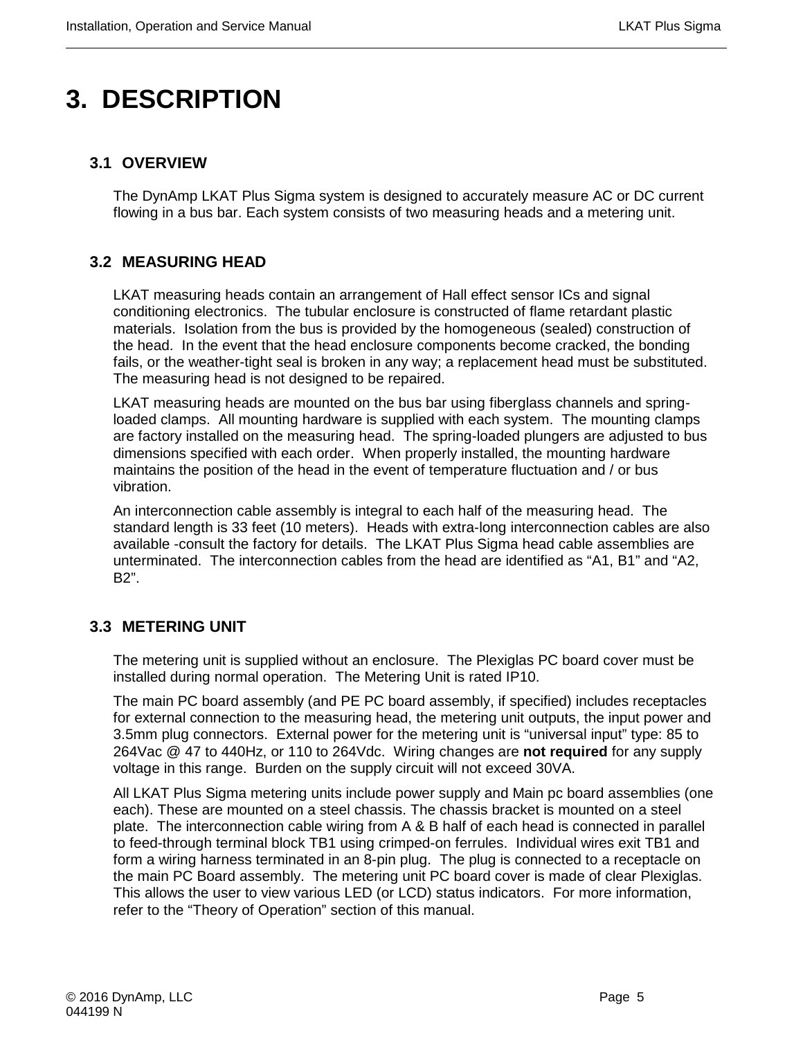# 3. DESCRIPTION

## 3.1 OVERVIEW

The DynAmp LKAT Plus Sigma system is designed to accurately measure AC or DC current flowing in a bus bar. Each system consists of two measuring heads and a metering unit.

## 3.2 MEASURING HEAD

LKAT measuring heads contain an arrangement of Hall effect sensor ICs and signal conditioning electronics. The tubular enclosure is constructed of flame retardant plastic materials. Isolation from the bus is provided by the homogeneous (sealed) construction of the head. In the event that the head enclosure components become cracked, the bonding fails, or the weather-tight seal is broken in any way; a replacement head must be substituted. The measuring head is not designed to be repaired.

LKAT measuring heads are mounted on the bus bar using fiberglass channels and spring-loaded clamps. All mounting hardware is supplied with each system. The mounting clamps are factory installed on the measuring head. The spring-loaded plungers are adjusted to bus dimensions specified with each order. When properly installed, the mounting hardware maintains the position of the head in the event of temperature fluctuation and / or bus vibration.

An interconnection cable assembly is integral to each half of the measuring head. The standard length is 33 feet (10 meters). Heads with extra-long interconnection cables are also available -consult the factory for details. The LKAT Plus Sigma head cable assemblies are unterminated. The interconnection cables from the head are identified as “A1, B1” and “A2, B2”.

## 3.3 METERING UNIT

The metering unit is supplied without an enclosure. The Plexiglas PC board cover must be installed during normal operation. The Metering Unit is rated IP10.

The main PC board assembly (and PE PC board assembly, if specified) includes receptacles for external connection to the measuring head, the metering unit outputs, the input power and 3.5mm plug connectors. External power for the metering unit is “universal input” type: 85 to 264Vac @ 47 to 440Hz, or 110 to 264Vdc. Wiring changes are **not required** for any supply voltage in this range. Burden on the supply circuit will not exceed 30VA.

All LKAT Plus Sigma metering units include power supply and Main pc board assemblies (one each). These are mounted on a steel chassis. The chassis bracket is mounted on a steel plate. The interconnection cable wiring from A & B half of each head is connected in parallel to feed-through terminal block TB1 using crimped-on ferrules. Individual wires exit TB1 and form a wiring harness terminated in an 8-pin plug. The plug is connected to a receptacle on the main PC Board assembly. The metering unit PC board cover is made of clear Plexiglas. This allows the user to view various LED (or LCD) status indicators. For more information, refer to the “Theory of Operation” section of this manual.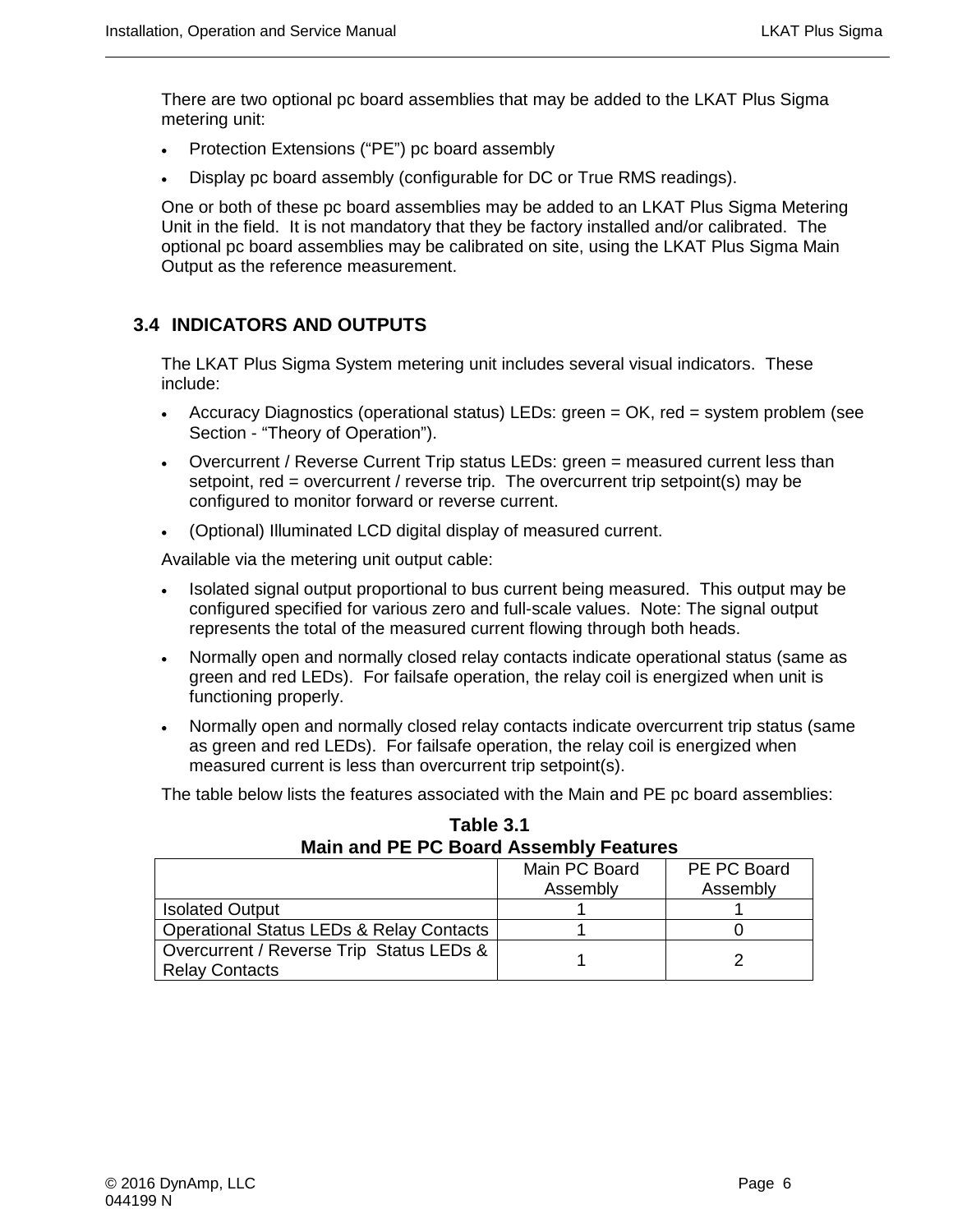There are two optional pc board assemblies that may be added to the LKAT Plus Sigma metering unit:

- Protection Extensions (“PE”) pc board assembly
- Display pc board assembly (configurable for DC or True RMS readings).

One or both of these pc board assemblies may be added to an LKAT Plus Sigma Metering Unit in the field. It is not mandatory that they be factory installed and/or calibrated. The optional pc board assemblies may be calibrated on site, using the LKAT Plus Sigma Main Output as the reference measurement.

## 3.4 INDICATORS AND OUTPUTS

The LKAT Plus Sigma System metering unit includes several visual indicators. These include:

- Accuracy Diagnostics (operational status) LEDs: green = OK, red = system problem (see Section - “Theory of Operation”).
- Overcurrent / Reverse Current Trip status LEDs: green = measured current less than setpoint, red = overcurrent / reverse trip. The overcurrent trip setpoint(s) may be configured to monitor forward or reverse current.
- (Optional) Illuminated LCD digital display of measured current.

Available via the metering unit output cable:

- Isolated signal output proportional to bus current being measured. This output may be configured specified for various zero and full-scale values. Note: The signal output represents the total of the measured current flowing through both heads.
- Normally open and normally closed relay contacts indicate operational status (same as green and red LEDs). For failsafe operation, the relay coil is energized when unit is functioning properly.
- Normally open and normally closed relay contacts indicate overcurrent trip status (same as green and red LEDs). For failsafe operation, the relay coil is energized when measured current is less than overcurrent trip setpoint(s).

The table below lists the features associated with the Main and PE pc board assemblies:

**Table 3.1**
**Main and PE PC Board Assembly Features**

| | Main PC Board Assembly | PE PC Board Assembly |
|---|---|---|
| Isolated Output | 1 | 1 |
| Operational Status LEDs & Relay Contacts | 1 | 0 |
| Overcurrent / Reverse Trip Status LEDs & Relay Contacts | 1 | 2 |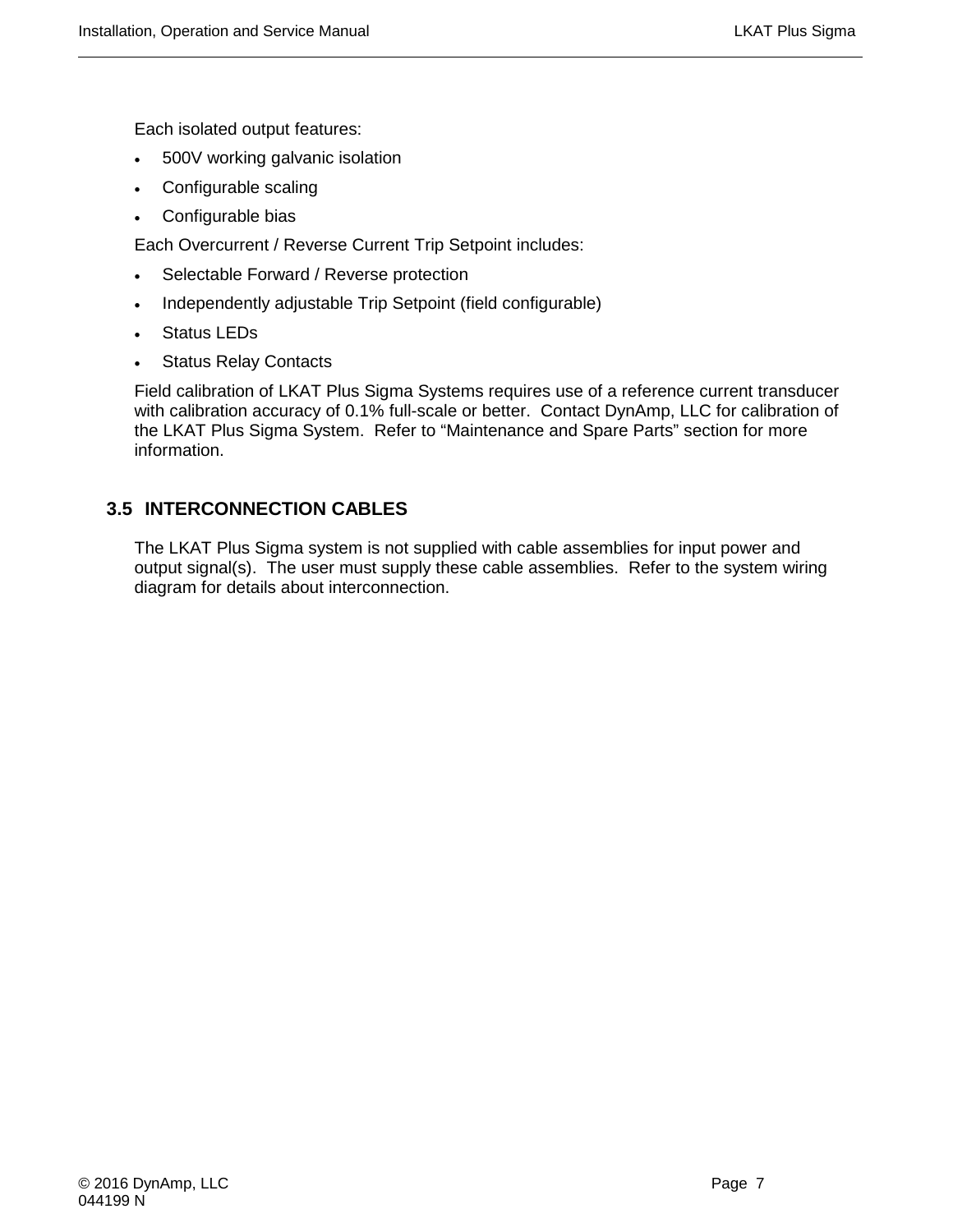Each isolated output features:

- 500V working galvanic isolation
- Configurable scaling
- Configurable bias

Each Overcurrent / Reverse Current Trip Setpoint includes:

- Selectable Forward / Reverse protection
- Independently adjustable Trip Setpoint (field configurable)
- Status LEDs
- Status Relay Contacts

Field calibration of LKAT Plus Sigma Systems requires use of a reference current transducer with calibration accuracy of 0.1% full-scale or better. Contact DynAmp, LLC for calibration of the LKAT Plus Sigma System. Refer to “Maintenance and Spare Parts” section for more information.

## 3.5 INTERCONNECTION CABLES

The LKAT Plus Sigma system is not supplied with cable assemblies for input power and output signal(s). The user must supply these cable assemblies. Refer to the system wiring diagram for details about interconnection.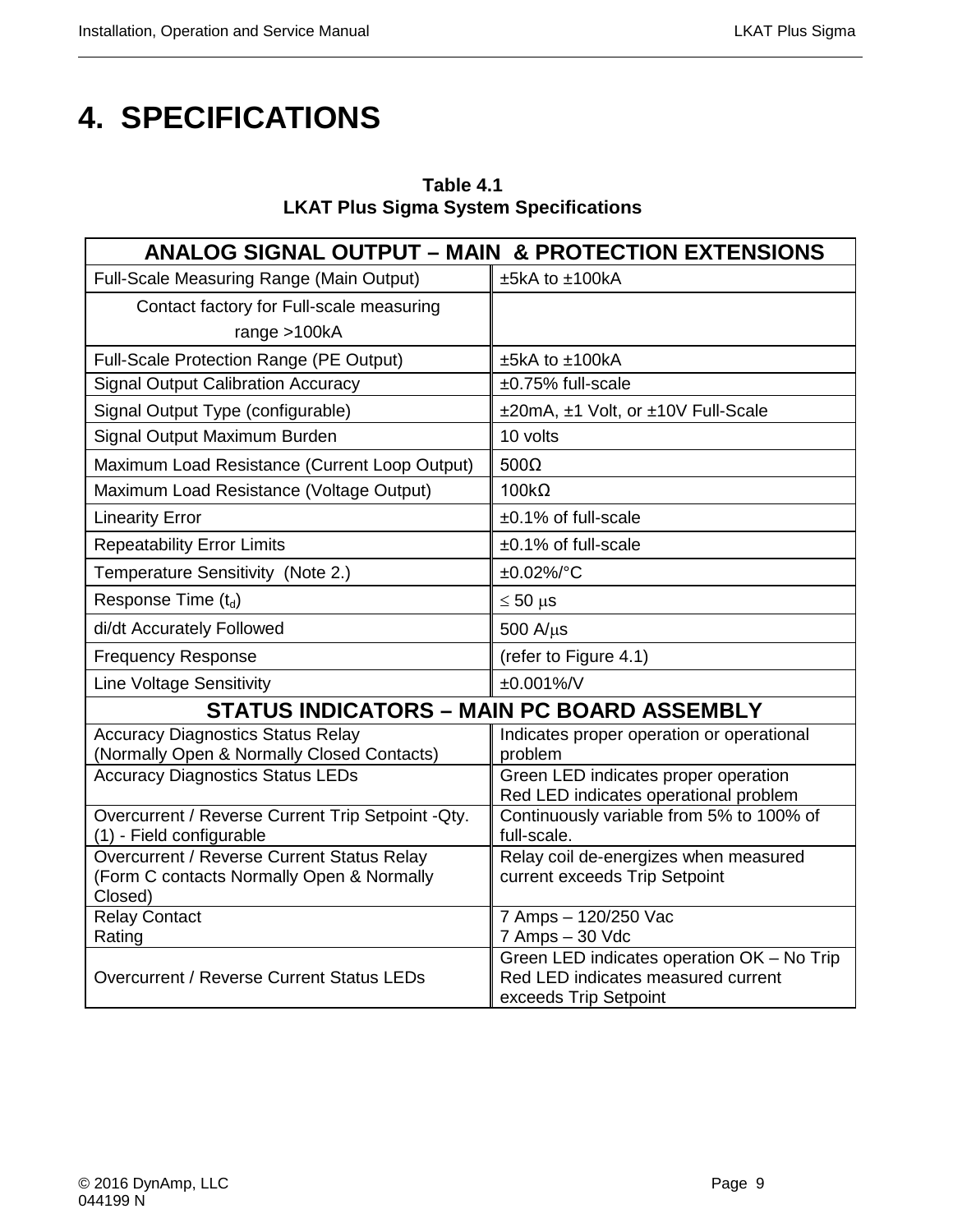# 4. SPECIFICATIONS

**Table 4.1**
**LKAT Plus Sigma System Specifications**

| ANALOG SIGNAL OUTPUT – MAIN & PROTECTION EXTENSIONS | |
|---|---|
| Full-Scale Measuring Range (Main Output) | ±5kA to ±100kA |
| Contact factory for Full-scale measuring range >100kA | |
| Full-Scale Protection Range (PE Output) | ±5kA to ±100kA |
| Signal Output Calibration Accuracy | ±0.75% full-scale |
| Signal Output Type (configurable) | ±20mA, ±1 Volt, or ±10V Full-Scale |
| Signal Output Maximum Burden | 10 volts |
| Maximum Load Resistance (Current Loop Output) | 500Ω |
| Maximum Load Resistance (Voltage Output) | 100kΩ |
| Linearity Error | ±0.1% of full-scale |
| Repeatability Error Limits | ±0.1% of full-scale |
| Temperature Sensitivity (Note 2.) | ±0.02%/°C |
| Response Time ($t_d$) | ≤ 50 μs |
| di/dt Accurately Followed | 500 A/μs |
| Frequency Response | (refer to Figure 4.1) |
| Line Voltage Sensitivity | ±0.001%/V |
| **STATUS INDICATORS – MAIN PC BOARD ASSEMBLY** | |
| Accuracy Diagnostics Status Relay (Normally Open & Normally Closed Contacts) | Indicates proper operation or operational problem |
| Accuracy Diagnostics Status LEDs | Green LED indicates proper operation<br>Red LED indicates operational problem |
| Overcurrent / Reverse Current Trip Setpoint -Qty. (1) - Field configurable | Continuously variable from 5% to 100% of full-scale. |
| Overcurrent / Reverse Current Status Relay (Form C contacts Normally Open & Normally Closed) | Relay coil de-energizes when measured current exceeds Trip Setpoint |
| Relay Contact Rating | 7 Amps – 120/250 Vac<br>7 Amps – 30 Vdc |
| Overcurrent / Reverse Current Status LEDs | Green LED indicates operation OK – No Trip<br>Red LED indicates measured current exceeds Trip Setpoint |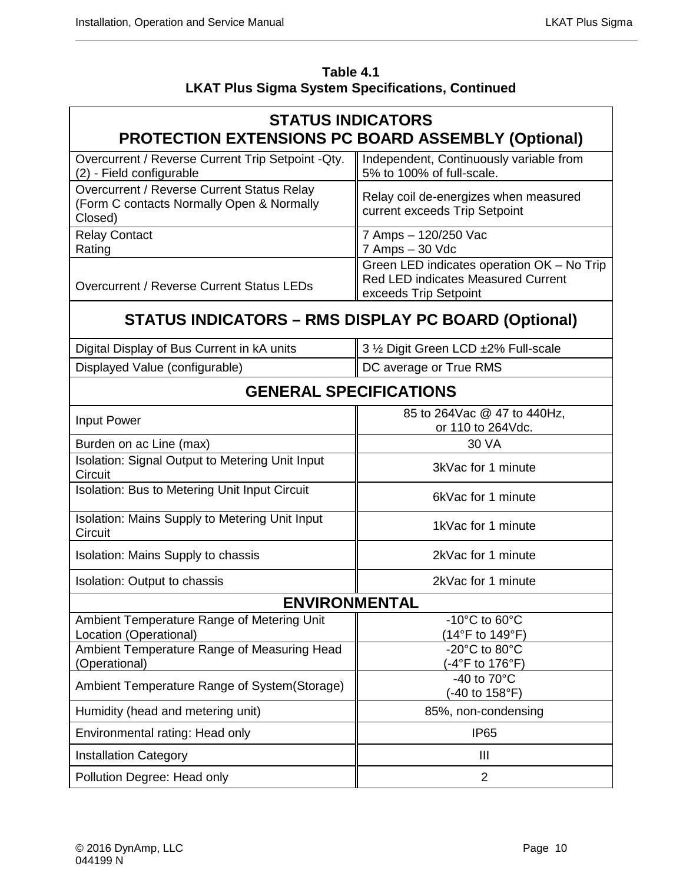**Table 4.1**
**LKAT Plus Sigma System Specifications, Continued**

| **STATUS INDICATORS<br>PROTECTION EXTENSIONS PC BOARD ASSEMBLY (Optional)** | |
|---|---|
| Overcurrent / Reverse Current Trip Setpoint -Qty. (2) - Field configurable | Independent, Continuously variable from 5% to 100% of full-scale. |
| Overcurrent / Reverse Current Status Relay (Form C contacts Normally Open & Normally Closed) | Relay coil de-energizes when measured current exceeds Trip Setpoint |
| Relay Contact Rating | 7 Amps – 120/250 Vac<br>7 Amps – 30 Vdc |
| Overcurrent / Reverse Current Status LEDs | Green LED indicates operation OK – No Trip<br>Red LED indicates Measured Current exceeds Trip Setpoint |
| **STATUS INDICATORS – RMS DISPLAY PC BOARD (Optional)** | |
| Digital Display of Bus Current in kA units | 3 ½ Digit Green LCD ±2% Full-scale |
| Displayed Value (configurable) | DC average or True RMS |
| **GENERAL SPECIFICATIONS** | |
| Input Power | 85 to 264Vac @ 47 to 440Hz,<br>or 110 to 264Vdc. |
| Burden on ac Line (max) | 30 VA |
| Isolation: Signal Output to Metering Unit Input Circuit | 3kVac for 1 minute |
| Isolation: Bus to Metering Unit Input Circuit | 6kVac for 1 minute |
| Isolation: Mains Supply to Metering Unit Input Circuit | 1kVac for 1 minute |
| Isolation: Mains Supply to chassis | 2kVac for 1 minute |
| Isolation: Output to chassis | 2kVac for 1 minute |
| **ENVIRONMENTAL** | |
| Ambient Temperature Range of Metering Unit Location (Operational) | -10°C to 60°C<br>(14°F to 149°F) |
| Ambient Temperature Range of Measuring Head (Operational) | -20°C to 80°C<br>(-4°F to 176°F) |
| Ambient Temperature Range of System(Storage) | -40 to 70°C<br>(-40 to 158°F) |
| Humidity (head and metering unit) | 85%, non-condensing |
| Environmental rating: Head only | IP65 |
| Installation Category | III |
| Pollution Degree: Head only | 2 |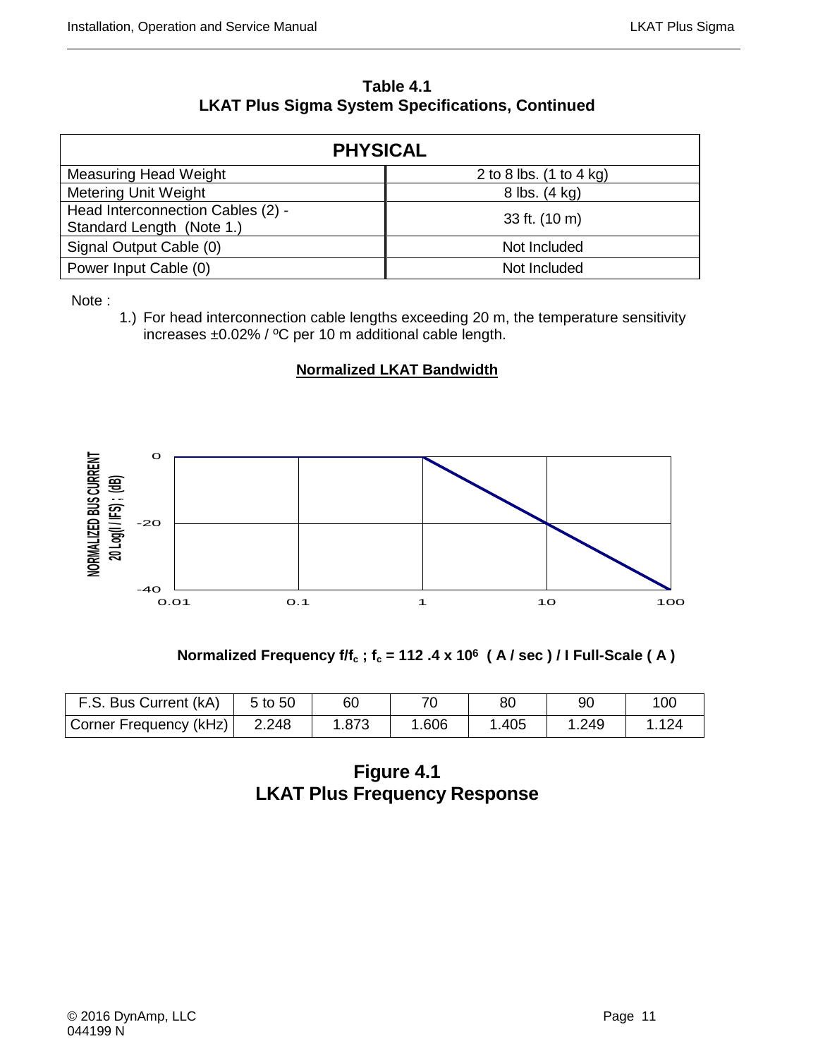**Table 4.1**
**LKAT Plus Sigma System Specifications, Continued**

| PHYSICAL | |
|---|---|
| Measuring Head Weight | 2 to 8 lbs. (1 to 4 kg) |
| Metering Unit Weight | 8 lbs. (4 kg) |
| Head Interconnection Cables (2) - Standard Length (Note 1.) | 33 ft. (10 m) |
| Signal Output Cable (0) | Not Included |
| Power Input Cable (0) | Not Included |

Note :

1.) For head interconnection cable lengths exceeding 20 m, the temperature sensitivity increases ±0.02% / ºC per 10 m additional cable length.

**Normalized LKAT Bandwidth**

**Normalized Frequency $f/f_c$ ; $f_c$ = 112 .4 x $10^6$ ( A / sec ) / I Full-Scale ( A )**

| F.S. Bus Current (kA) | 5 to 50 | 60 | 70 | 80 | 90 | 100 |
|---|---|---|---|---|---|---|
| Corner Frequency (kHz) | 2.248 | 1.873 | 1.606 | 1.405 | 1.249 | 1.124 |

**Figure 4.1**
**LKAT Plus Frequency Response**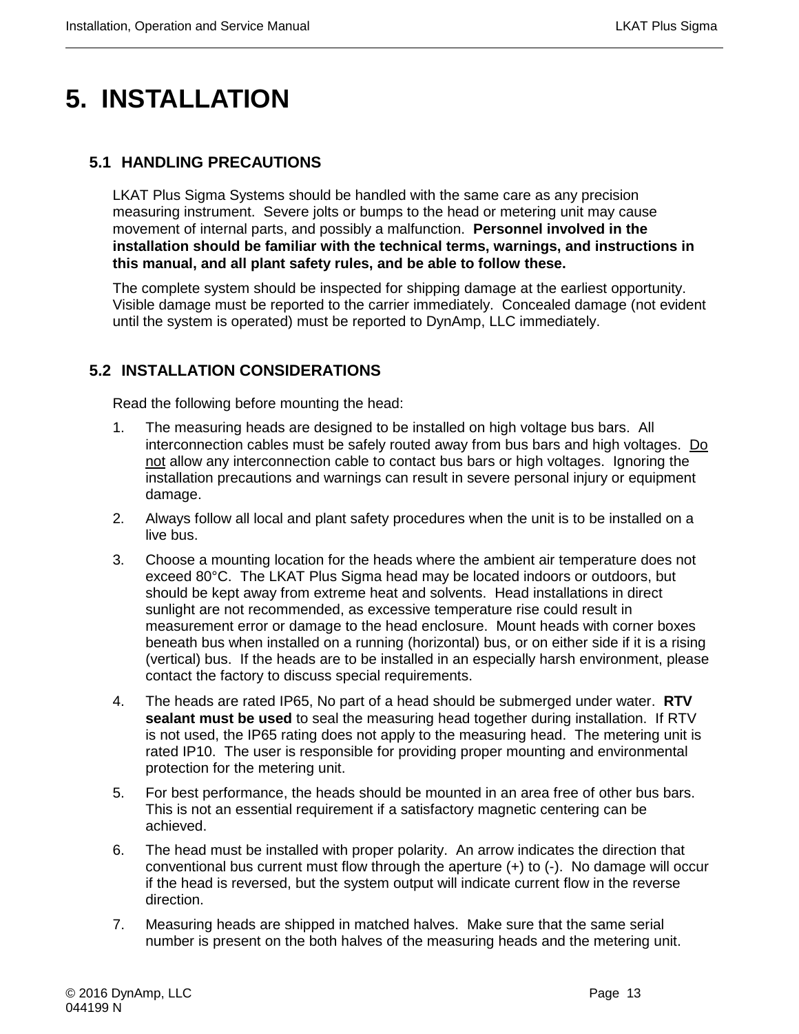# 5. INSTALLATION

## 5.1 HANDLING PRECAUTIONS

LKAT Plus Sigma Systems should be handled with the same care as any precision measuring instrument. Severe jolts or bumps to the head or metering unit may cause movement of internal parts, and possibly a malfunction. **Personnel involved in the installation should be familiar with the technical terms, warnings, and instructions in this manual, and all plant safety rules, and be able to follow these.**

The complete system should be inspected for shipping damage at the earliest opportunity. Visible damage must be reported to the carrier immediately. Concealed damage (not evident until the system is operated) must be reported to DynAmp, LLC immediately.

## 5.2 INSTALLATION CONSIDERATIONS

Read the following before mounting the head:

1. The measuring heads are designed to be installed on high voltage bus bars. All interconnection cables must be safely routed away from bus bars and high voltages. <u>Do not</u> allow any interconnection cable to contact bus bars or high voltages. Ignoring the installation precautions and warnings can result in severe personal injury or equipment damage.
2. Always follow all local and plant safety procedures when the unit is to be installed on a live bus.
3. Choose a mounting location for the heads where the ambient air temperature does not exceed 80°C. The LKAT Plus Sigma head may be located indoors or outdoors, but should be kept away from extreme heat and solvents. Head installations in direct sunlight are not recommended, as excessive temperature rise could result in measurement error or damage to the head enclosure. Mount heads with corner boxes beneath bus when installed on a running (horizontal) bus, or on either side if it is a rising (vertical) bus. If the heads are to be installed in an especially harsh environment, please contact the factory to discuss special requirements.
4. The heads are rated IP65, No part of a head should be submerged under water. **RTV sealant must be used** to seal the measuring head together during installation. If RTV is not used, the IP65 rating does not apply to the measuring head. The metering unit is rated IP10. The user is responsible for providing proper mounting and environmental protection for the metering unit.
5. For best performance, the heads should be mounted in an area free of other bus bars. This is not an essential requirement if a satisfactory magnetic centering can be achieved.
6. The head must be installed with proper polarity. An arrow indicates the direction that conventional bus current must flow through the aperture (+) to (-). No damage will occur if the head is reversed, but the system output will indicate current flow in the reverse direction.
7. Measuring heads are shipped in matched halves. Make sure that the same serial number is present on the both halves of the measuring heads and the metering unit.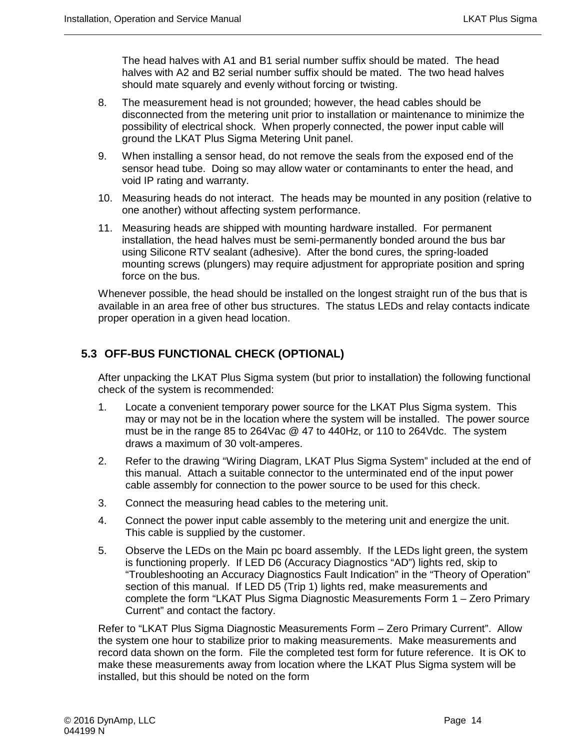The head halves with A1 and B1 serial number suffix should be mated. The head halves with A2 and B2 serial number suffix should be mated. The two head halves should mate squarely and evenly without forcing or twisting.

8. The measurement head is not grounded; however, the head cables should be disconnected from the metering unit prior to installation or maintenance to minimize the possibility of electrical shock. When properly connected, the power input cable will ground the LKAT Plus Sigma Metering Unit panel.
9. When installing a sensor head, do not remove the seals from the exposed end of the sensor head tube. Doing so may allow water or contaminants to enter the head, and void IP rating and warranty.
10. Measuring heads do not interact. The heads may be mounted in any position (relative to one another) without affecting system performance.
11. Measuring heads are shipped with mounting hardware installed. For permanent installation, the head halves must be semi-permanently bonded around the bus bar using Silicone RTV sealant (adhesive). After the bond cures, the spring-loaded mounting screws (plungers) may require adjustment for appropriate position and spring force on the bus.

Whenever possible, the head should be installed on the longest straight run of the bus that is available in an area free of other bus structures. The status LEDs and relay contacts indicate proper operation in a given head location.

## 5.3 OFF-BUS FUNCTIONAL CHECK (OPTIONAL)

After unpacking the LKAT Plus Sigma system (but prior to installation) the following functional check of the system is recommended:

1. Locate a convenient temporary power source for the LKAT Plus Sigma system. This may or may not be in the location where the system will be installed. The power source must be in the range 85 to 264Vac @ 47 to 440Hz, or 110 to 264Vdc. The system draws a maximum of 30 volt-amperes.
2. Refer to the drawing "Wiring Diagram, LKAT Plus Sigma System" included at the end of this manual. Attach a suitable connector to the unterminated end of the input power cable assembly for connection to the power source to be used for this check.
3. Connect the measuring head cables to the metering unit.
4. Connect the power input cable assembly to the metering unit and energize the unit. This cable is supplied by the customer.
5. Observe the LEDs on the Main pc board assembly. If the LEDs light green, the system is functioning properly. If LED D6 (Accuracy Diagnostics "AD") lights red, skip to "Troubleshooting an Accuracy Diagnostics Fault Indication" in the "Theory of Operation" section of this manual. If LED D5 (Trip 1) lights red, make measurements and complete the form "LKAT Plus Sigma Diagnostic Measurements Form 1 – Zero Primary Current" and contact the factory.

Refer to "LKAT Plus Sigma Diagnostic Measurements Form – Zero Primary Current". Allow the system one hour to stabilize prior to making measurements. Make measurements and record data shown on the form. File the completed test form for future reference. It is OK to make these measurements away from location where the LKAT Plus Sigma system will be installed, but this should be noted on the form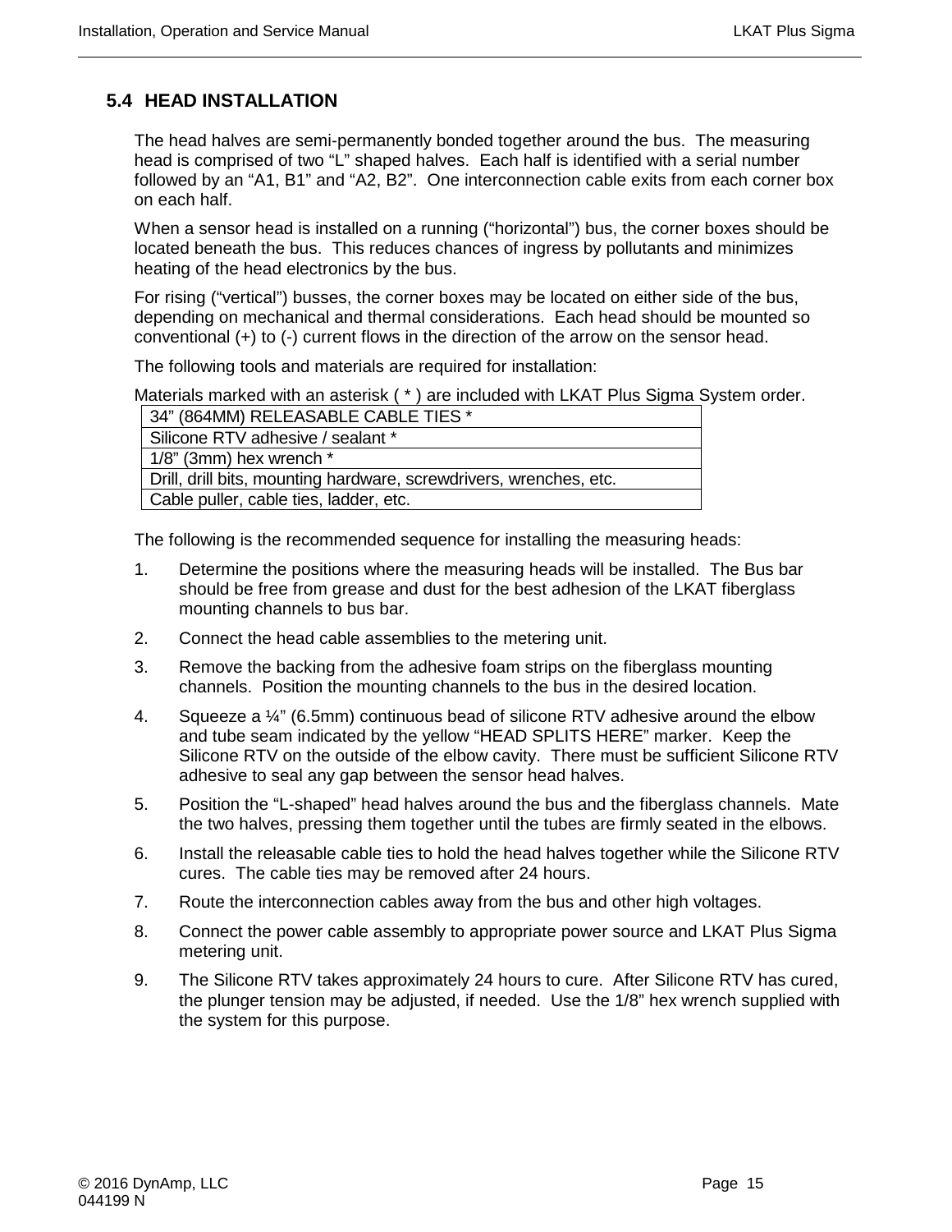## 5.4 HEAD INSTALLATION

The head halves are semi-permanently bonded together around the bus. The measuring head is comprised of two “L” shaped halves. Each half is identified with a serial number followed by an “A1, B1” and “A2, B2”. One interconnection cable exits from each corner box on each half.

When a sensor head is installed on a running (“horizontal”) bus, the corner boxes should be located beneath the bus. This reduces chances of ingress by pollutants and minimizes heating of the head electronics by the bus.

For rising (“vertical”) busses, the corner boxes may be located on either side of the bus, depending on mechanical and thermal considerations. Each head should be mounted so conventional (+) to (-) current flows in the direction of the arrow on the sensor head.

The following tools and materials are required for installation:

Materials marked with an asterisk ( * ) are included with LKAT Plus Sigma System order.

| 34” (864MM) RELEASABLE CABLE TIES * |
|---|
| Silicone RTV adhesive / sealant * |
| 1/8” (3mm) hex wrench * |
| Drill, drill bits, mounting hardware, screwdrivers, wrenches, etc. |
| Cable puller, cable ties, ladder, etc. |

The following is the recommended sequence for installing the measuring heads:

1. Determine the positions where the measuring heads will be installed. The Bus bar should be free from grease and dust for the best adhesion of the LKAT fiberglass mounting channels to bus bar.
2. Connect the head cable assemblies to the metering unit.
3. Remove the backing from the adhesive foam strips on the fiberglass mounting channels. Position the mounting channels to the bus in the desired location.
4. Squeeze a ¼” (6.5mm) continuous bead of silicone RTV adhesive around the elbow and tube seam indicated by the yellow “HEAD SPLITS HERE” marker. Keep the Silicone RTV on the outside of the elbow cavity. There must be sufficient Silicone RTV adhesive to seal any gap between the sensor head halves.
5. Position the “L-shaped” head halves around the bus and the fiberglass channels. Mate the two halves, pressing them together until the tubes are firmly seated in the elbows.
6. Install the releasable cable ties to hold the head halves together while the Silicone RTV cures. The cable ties may be removed after 24 hours.
7. Route the interconnection cables away from the bus and other high voltages.
8. Connect the power cable assembly to appropriate power source and LKAT Plus Sigma metering unit.
9. The Silicone RTV takes approximately 24 hours to cure. After Silicone RTV has cured, the plunger tension may be adjusted, if needed. Use the 1/8” hex wrench supplied with the system for this purpose.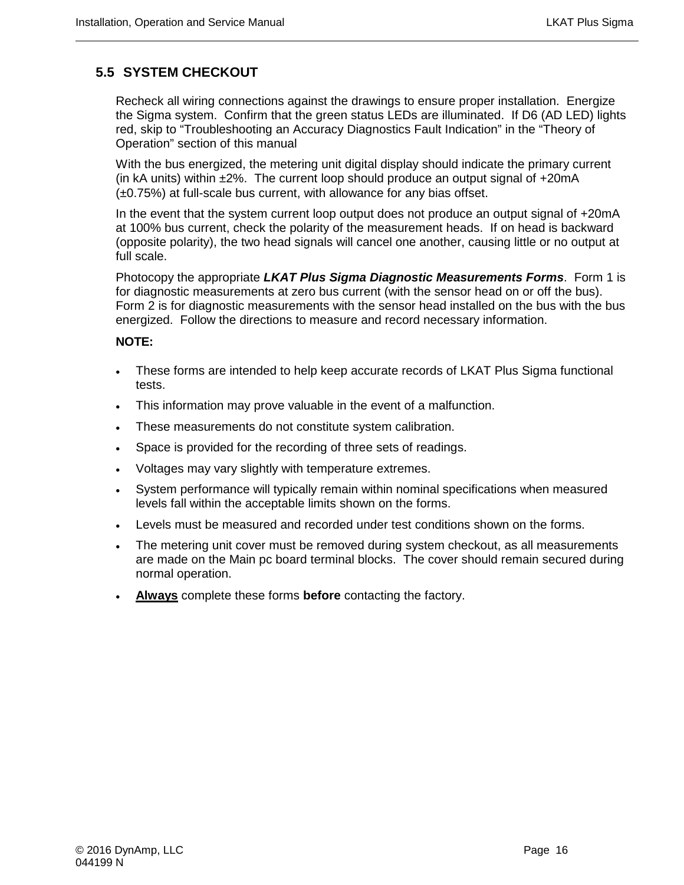## 5.5 SYSTEM CHECKOUT

Recheck all wiring connections against the drawings to ensure proper installation. Energize the Sigma system. Confirm that the green status LEDs are illuminated. If D6 (AD LED) lights red, skip to "Troubleshooting an Accuracy Diagnostics Fault Indication" in the "Theory of Operation" section of this manual

With the bus energized, the metering unit digital display should indicate the primary current (in kA units) within ±2%. The current loop should produce an output signal of +20mA (±0.75%) at full-scale bus current, with allowance for any bias offset.

In the event that the system current loop output does not produce an output signal of +20mA at 100% bus current, check the polarity of the measurement heads. If on head is backward (opposite polarity), the two head signals will cancel one another, causing little or no output at full scale.

Photocopy the appropriate ***LKAT Plus Sigma Diagnostic Measurements Forms***. Form 1 is for diagnostic measurements at zero bus current (with the sensor head on or off the bus). Form 2 is for diagnostic measurements with the sensor head installed on the bus with the bus energized. Follow the directions to measure and record necessary information.

**NOTE:**

- These forms are intended to help keep accurate records of LKAT Plus Sigma functional tests.
- This information may prove valuable in the event of a malfunction.
- These measurements do not constitute system calibration.
- Space is provided for the recording of three sets of readings.
- Voltages may vary slightly with temperature extremes.
- System performance will typically remain within nominal specifications when measured levels fall within the acceptable limits shown on the forms.
- Levels must be measured and recorded under test conditions shown on the forms.
- The metering unit cover must be removed during system checkout, as all measurements are made on the Main pc board terminal blocks. The cover should remain secured during normal operation.
- **Always** complete these forms **before** contacting the factory.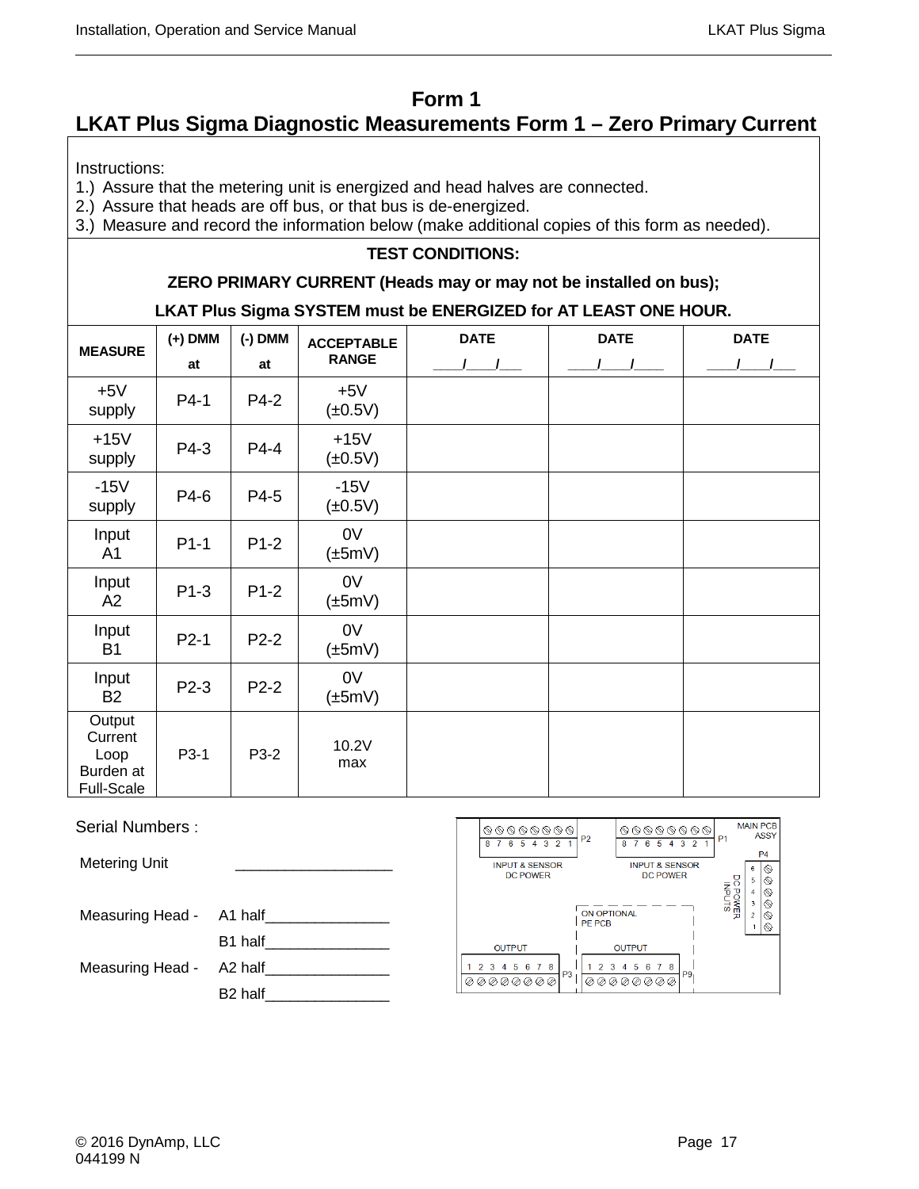# Form 1

## LKAT Plus Sigma Diagnostic Measurements Form 1 – Zero Primary Current

Instructions:
1.) Assure that the metering unit is energized and head halves are connected.
2.) Assure that heads are off bus, or that bus is de-energized.
3.) Measure and record the information below (make additional copies of this form as needed).

**TEST CONDITIONS:**

**ZERO PRIMARY CURRENT (Heads may or may not be installed on bus);**

**LKAT Plus Sigma SYSTEM must be ENERGIZED for AT LEAST ONE HOUR.**

| MEASURE | (+) DMM at | (-) DMM at | ACCEPTABLE RANGE | DATE ____/____/___ | DATE ____/____/____ | DATE ____/____/___ |
|---|---|---|---|---|---|---|
| +5V supply | P4-1 | P4-2 | +5V (±0.5V) | | | |
| +15V supply | P4-3 | P4-4 | +15V (±0.5V) | | | |
| -15V supply | P4-6 | P4-5 | -15V (±0.5V) | | | |
| Input A1 | P1-1 | P1-2 | 0V (±5mV) | | | |
| Input A2 | P1-3 | P1-2 | 0V (±5mV) | | | |
| Input B1 | P2-1 | P2-2 | 0V (±5mV) | | | |
| Input B2 | P2-3 | P2-2 | 0V (±5mV) | | | |
| Output Current Loop Burden at Full-Scale | P3-1 | P3-2 | 10.2V max | | | |

Serial Numbers :

Metering Unit ___________________

Measuring Head - A1 half_______________

B1 half_______________

Measuring Head - A2 half_______________

B2 half_______________

MAIN PCB ASSY

P2 8 7 6 5 4 3 2 1 — INPUT & SENSOR DC POWER

P1 8 7 6 5 4 3 2 1 — INPUT & SENSOR DC POWER

P4 6 5 4 3 2 1 — DC POWER INPUTS

ON OPTIONAL PE PCB

OUTPUT 1 2 3 4 5 6 7 8 P3

OUTPUT 1 2 3 4 5 6 7 8 P9

© 2016 DynAmp, LLC
044199 N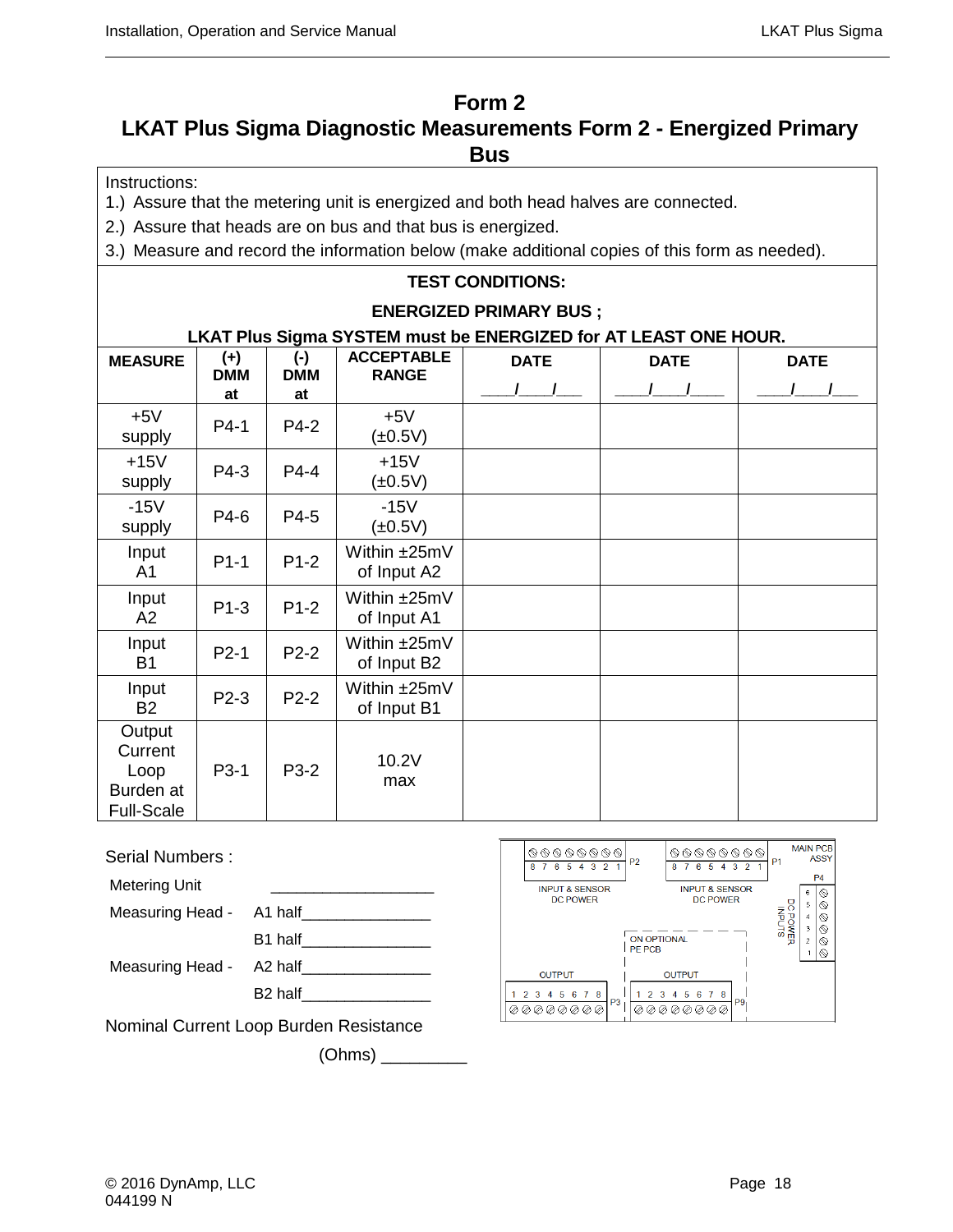# Form 2

## LKAT Plus Sigma Diagnostic Measurements Form 2 - Energized Primary Bus

Instructions:

1.) Assure that the metering unit is energized and both head halves are connected.
2.) Assure that heads are on bus and that bus is energized.
3.) Measure and record the information below (make additional copies of this form as needed).

**TEST CONDITIONS:**

**ENERGIZED PRIMARY BUS ;**

**LKAT Plus Sigma SYSTEM must be ENERGIZED for AT LEAST ONE HOUR.**

| MEASURE | (+) DMM at | (-) DMM at | ACCEPTABLE RANGE | DATE ____/____/___ | DATE ____/____/____ | DATE ____/____/___ |
|---|---|---|---|---|---|---|
| +5V supply | P4-1 | P4-2 | +5V (±0.5V) | | | |
| +15V supply | P4-3 | P4-4 | +15V (±0.5V) | | | |
| -15V supply | P4-6 | P4-5 | -15V (±0.5V) | | | |
| Input A1 | P1-1 | P1-2 | Within ±25mV of Input A2 | | | |
| Input A2 | P1-3 | P1-2 | Within ±25mV of Input A1 | | | |
| Input B1 | P2-1 | P2-2 | Within ±25mV of Input B2 | | | |
| Input B2 | P2-3 | P2-2 | Within ±25mV of Input B1 | | | |
| Output Current Loop Burden at Full-Scale | P3-1 | P3-2 | 10.2V max | | | |

Serial Numbers :

Metering Unit ___________________

Measuring Head - A1 half_______________

B1 half_______________

Measuring Head - A2 half_______________

B2 half_______________

Nominal Current Loop Burden Resistance

(Ohms) _________

MAIN PCB ASSY

P2 INPUT & SENSOR DC POWER 8 7 6 5 4 3 2 1

P1 INPUT & SENSOR DC POWER 8 7 6 5 4 3 2 1

P4 DC POWER INPUTS 6 5 4 3 2 1

ON OPTIONAL PE PCB

P3 OUTPUT 1 2 3 4 5 6 7 8

P9 OUTPUT 1 2 3 4 5 6 7 8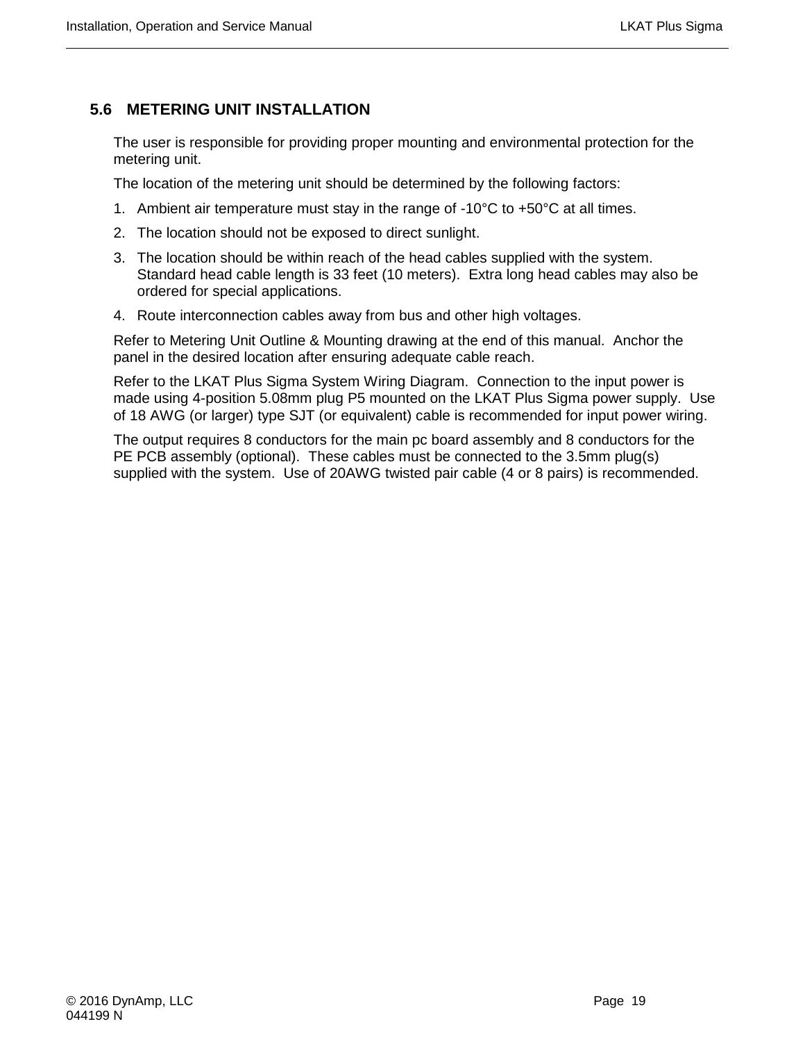## 5.6 METERING UNIT INSTALLATION

The user is responsible for providing proper mounting and environmental protection for the metering unit.

The location of the metering unit should be determined by the following factors:

1. Ambient air temperature must stay in the range of -10°C to +50°C at all times.
2. The location should not be exposed to direct sunlight.
3. The location should be within reach of the head cables supplied with the system. Standard head cable length is 33 feet (10 meters). Extra long head cables may also be ordered for special applications.
4. Route interconnection cables away from bus and other high voltages.

Refer to Metering Unit Outline & Mounting drawing at the end of this manual. Anchor the panel in the desired location after ensuring adequate cable reach.

Refer to the LKAT Plus Sigma System Wiring Diagram. Connection to the input power is made using 4-position 5.08mm plug P5 mounted on the LKAT Plus Sigma power supply. Use of 18 AWG (or larger) type SJT (or equivalent) cable is recommended for input power wiring.

The output requires 8 conductors for the main pc board assembly and 8 conductors for the PE PCB assembly (optional). These cables must be connected to the 3.5mm plug(s) supplied with the system. Use of 20AWG twisted pair cable (4 or 8 pairs) is recommended.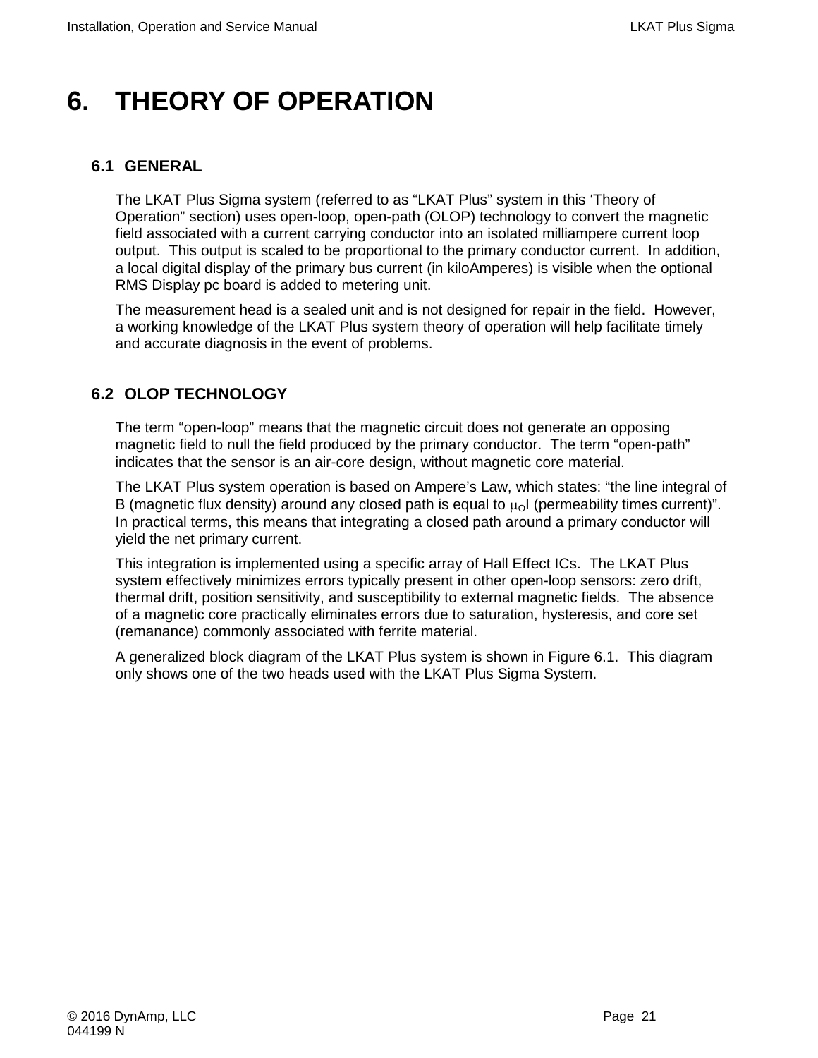# 6. THEORY OF OPERATION

## 6.1 GENERAL

The LKAT Plus Sigma system (referred to as "LKAT Plus" system in this 'Theory of Operation" section) uses open-loop, open-path (OLOP) technology to convert the magnetic field associated with a current carrying conductor into an isolated milliampere current loop output. This output is scaled to be proportional to the primary conductor current. In addition, a local digital display of the primary bus current (in kiloAmperes) is visible when the optional RMS Display pc board is added to metering unit.

The measurement head is a sealed unit and is not designed for repair in the field. However, a working knowledge of the LKAT Plus system theory of operation will help facilitate timely and accurate diagnosis in the event of problems.

## 6.2 OLOP TECHNOLOGY

The term "open-loop" means that the magnetic circuit does not generate an opposing magnetic field to null the field produced by the primary conductor. The term "open-path" indicates that the sensor is an air-core design, without magnetic core material.

The LKAT Plus system operation is based on Ampere's Law, which states: "the line integral of B (magnetic flux density) around any closed path is equal to $\mu_O I$ (permeability times current)". In practical terms, this means that integrating a closed path around a primary conductor will yield the net primary current.

This integration is implemented using a specific array of Hall Effect ICs. The LKAT Plus system effectively minimizes errors typically present in other open-loop sensors: zero drift, thermal drift, position sensitivity, and susceptibility to external magnetic fields. The absence of a magnetic core practically eliminates errors due to saturation, hysteresis, and core set (remanance) commonly associated with ferrite material.

A generalized block diagram of the LKAT Plus system is shown in Figure 6.1. This diagram only shows one of the two heads used with the LKAT Plus Sigma System.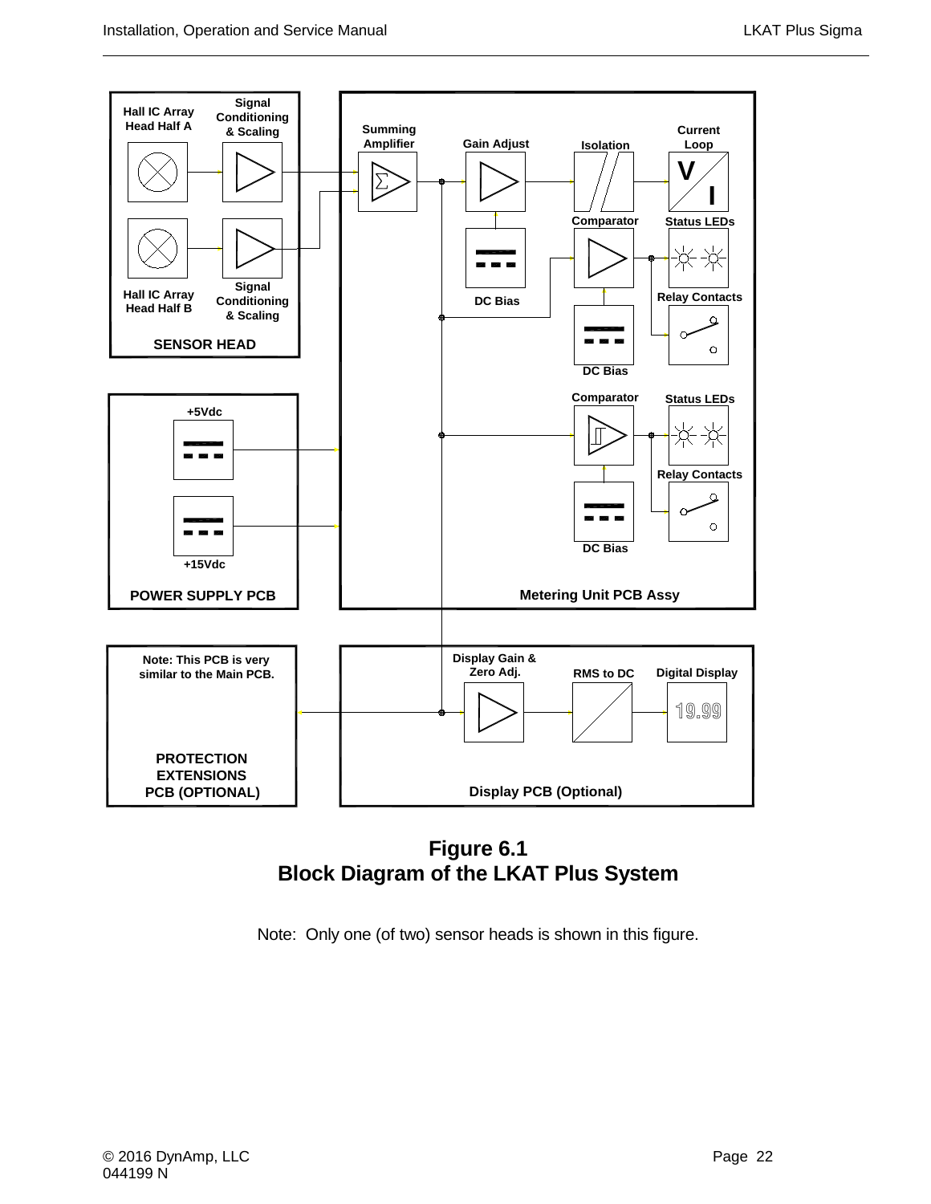**Figure 6.1**
**Block Diagram of the LKAT Plus System**

Note: Only one (of two) sensor heads is shown in this figure.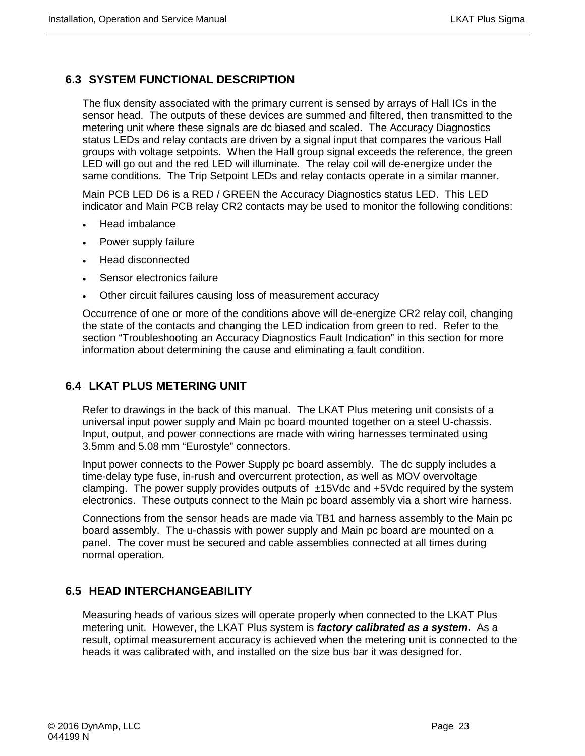## 6.3 SYSTEM FUNCTIONAL DESCRIPTION

The flux density associated with the primary current is sensed by arrays of Hall ICs in the sensor head. The outputs of these devices are summed and filtered, then transmitted to the metering unit where these signals are dc biased and scaled. The Accuracy Diagnostics status LEDs and relay contacts are driven by a signal input that compares the various Hall groups with voltage setpoints. When the Hall group signal exceeds the reference, the green LED will go out and the red LED will illuminate. The relay coil will de-energize under the same conditions. The Trip Setpoint LEDs and relay contacts operate in a similar manner.

Main PCB LED D6 is a RED / GREEN the Accuracy Diagnostics status LED. This LED indicator and Main PCB relay CR2 contacts may be used to monitor the following conditions:

- Head imbalance
- Power supply failure
- Head disconnected
- Sensor electronics failure
- Other circuit failures causing loss of measurement accuracy

Occurrence of one or more of the conditions above will de-energize CR2 relay coil, changing the state of the contacts and changing the LED indication from green to red. Refer to the section "Troubleshooting an Accuracy Diagnostics Fault Indication" in this section for more information about determining the cause and eliminating a fault condition.

## 6.4 LKAT PLUS METERING UNIT

Refer to drawings in the back of this manual. The LKAT Plus metering unit consists of a universal input power supply and Main pc board mounted together on a steel U-chassis. Input, output, and power connections are made with wiring harnesses terminated using 3.5mm and 5.08 mm "Eurostyle" connectors.

Input power connects to the Power Supply pc board assembly. The dc supply includes a time-delay type fuse, in-rush and overcurrent protection, as well as MOV overvoltage clamping. The power supply provides outputs of ±15Vdc and +5Vdc required by the system electronics. These outputs connect to the Main pc board assembly via a short wire harness.

Connections from the sensor heads are made via TB1 and harness assembly to the Main pc board assembly. The u-chassis with power supply and Main pc board are mounted on a panel. The cover must be secured and cable assemblies connected at all times during normal operation.

## 6.5 HEAD INTERCHANGEABILITY

Measuring heads of various sizes will operate properly when connected to the LKAT Plus metering unit. However, the LKAT Plus system is ***factory calibrated as a system***. As a result, optimal measurement accuracy is achieved when the metering unit is connected to the heads it was calibrated with, and installed on the size bus bar it was designed for.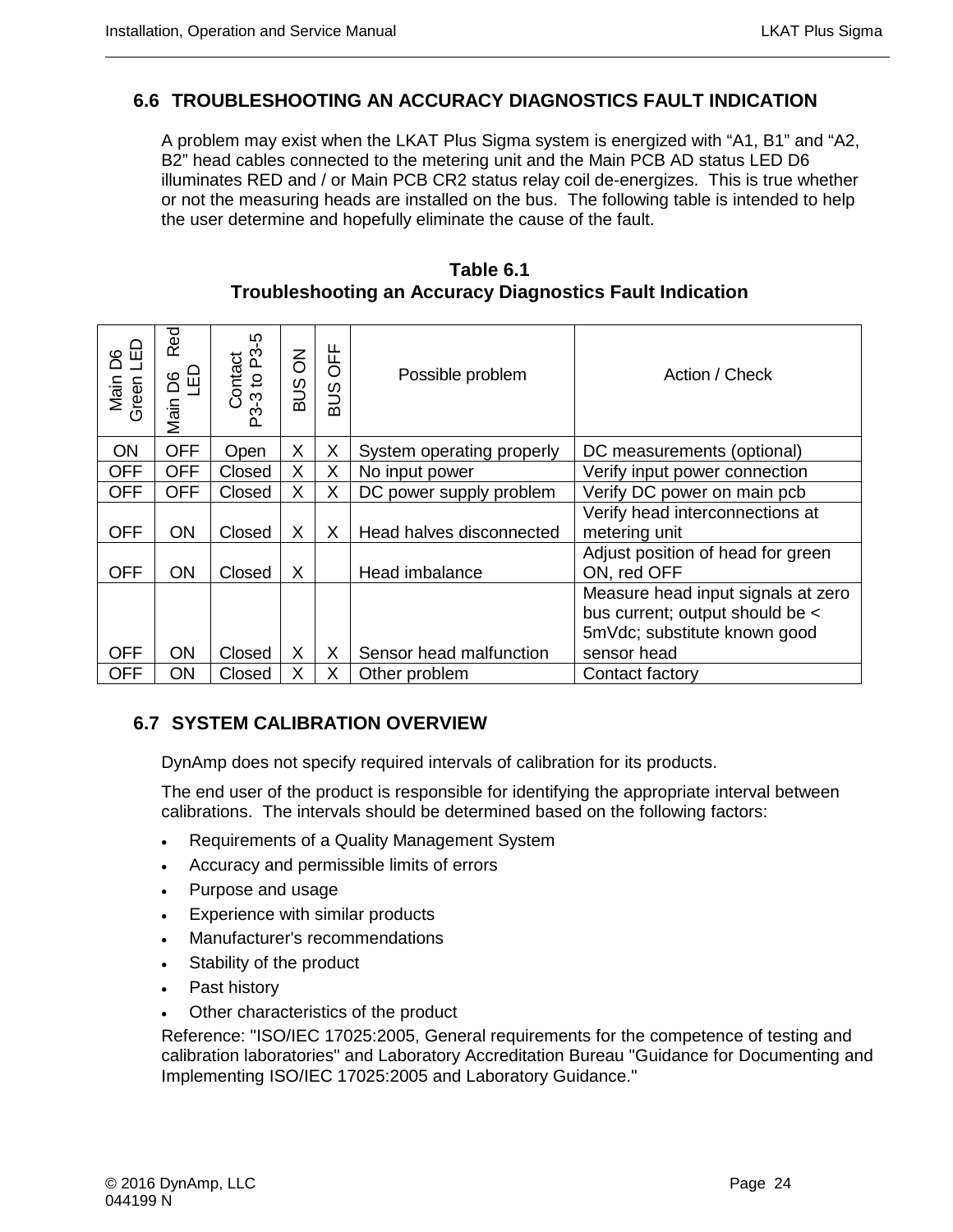## 6.6 TROUBLESHOOTING AN ACCURACY DIAGNOSTICS FAULT INDICATION

A problem may exist when the LKAT Plus Sigma system is energized with “A1, B1” and “A2, B2” head cables connected to the metering unit and the Main PCB AD status LED D6 illuminates RED and / or Main PCB CR2 status relay coil de-energizes. This is true whether or not the measuring heads are installed on the bus. The following table is intended to help the user determine and hopefully eliminate the cause of the fault.

**Table 6.1**
**Troubleshooting an Accuracy Diagnostics Fault Indication**

| Main D6 Green LED | Main D6 Red LED | Contact P3-3 to P3-5 | BUS ON | BUS OFF | Possible problem | Action / Check |
|---|---|---|---|---|---|---|
| ON | OFF | Open | X | X | System operating properly | DC measurements (optional) |
| OFF | OFF | Closed | X | X | No input power | Verify input power connection |
| OFF | OFF | Closed | X | X | DC power supply problem | Verify DC power on main pcb |
| OFF | ON | Closed | X | X | Head halves disconnected | Verify head interconnections at metering unit |
| OFF | ON | Closed | X | | Head imbalance | Adjust position of head for green ON, red OFF |
| OFF | ON | Closed | X | X | Sensor head malfunction | Measure head input signals at zero bus current; output should be < 5mVdc; substitute known good sensor head |
| OFF | ON | Closed | X | X | Other problem | Contact factory |

## 6.7 SYSTEM CALIBRATION OVERVIEW

DynAmp does not specify required intervals of calibration for its products.

The end user of the product is responsible for identifying the appropriate interval between calibrations. The intervals should be determined based on the following factors:

- Requirements of a Quality Management System
- Accuracy and permissible limits of errors
- Purpose and usage
- Experience with similar products
- Manufacturer's recommendations
- Stability of the product
- Past history
- Other characteristics of the product

Reference: "ISO/IEC 17025:2005, General requirements for the competence of testing and calibration laboratories" and Laboratory Accreditation Bureau "Guidance for Documenting and Implementing ISO/IEC 17025:2005 and Laboratory Guidance."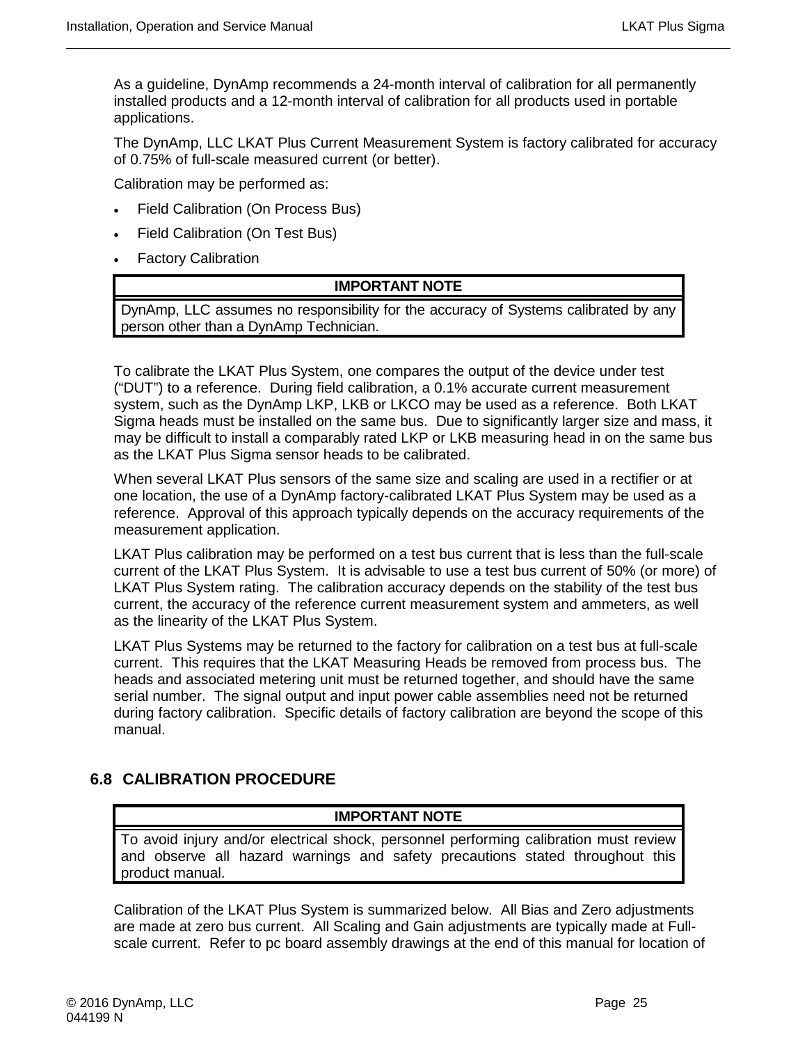As a guideline, DynAmp recommends a 24-month interval of calibration for all permanently installed products and a 12-month interval of calibration for all products used in portable applications.

The DynAmp, LLC LKAT Plus Current Measurement System is factory calibrated for accuracy of 0.75% of full-scale measured current (or better).

Calibration may be performed as:

- Field Calibration (On Process Bus)
- Field Calibration (On Test Bus)
- Factory Calibration

| IMPORTANT NOTE |
| --- |
| DynAmp, LLC assumes no responsibility for the accuracy of Systems calibrated by any person other than a DynAmp Technician. |

To calibrate the LKAT Plus System, one compares the output of the device under test (“DUT”) to a reference. During field calibration, a 0.1% accurate current measurement system, such as the DynAmp LKP, LKB or LKCO may be used as a reference. Both LKAT Sigma heads must be installed on the same bus. Due to significantly larger size and mass, it may be difficult to install a comparably rated LKP or LKB measuring head in on the same bus as the LKAT Plus Sigma sensor heads to be calibrated.

When several LKAT Plus sensors of the same size and scaling are used in a rectifier or at one location, the use of a DynAmp factory-calibrated LKAT Plus System may be used as a reference. Approval of this approach typically depends on the accuracy requirements of the measurement application.

LKAT Plus calibration may be performed on a test bus current that is less than the full-scale current of the LKAT Plus System. It is advisable to use a test bus current of 50% (or more) of LKAT Plus System rating. The calibration accuracy depends on the stability of the test bus current, the accuracy of the reference current measurement system and ammeters, as well as the linearity of the LKAT Plus System.

LKAT Plus Systems may be returned to the factory for calibration on a test bus at full-scale current. This requires that the LKAT Measuring Heads be removed from process bus. The heads and associated metering unit must be returned together, and should have the same serial number. The signal output and input power cable assemblies need not be returned during factory calibration. Specific details of factory calibration are beyond the scope of this manual.

## 6.8 CALIBRATION PROCEDURE

| IMPORTANT NOTE |
| --- |
| To avoid injury and/or electrical shock, personnel performing calibration must review and observe all hazard warnings and safety precautions stated throughout this product manual. |

Calibration of the LKAT Plus System is summarized below. All Bias and Zero adjustments are made at zero bus current. All Scaling and Gain adjustments are typically made at Full-scale current. Refer to pc board assembly drawings at the end of this manual for location of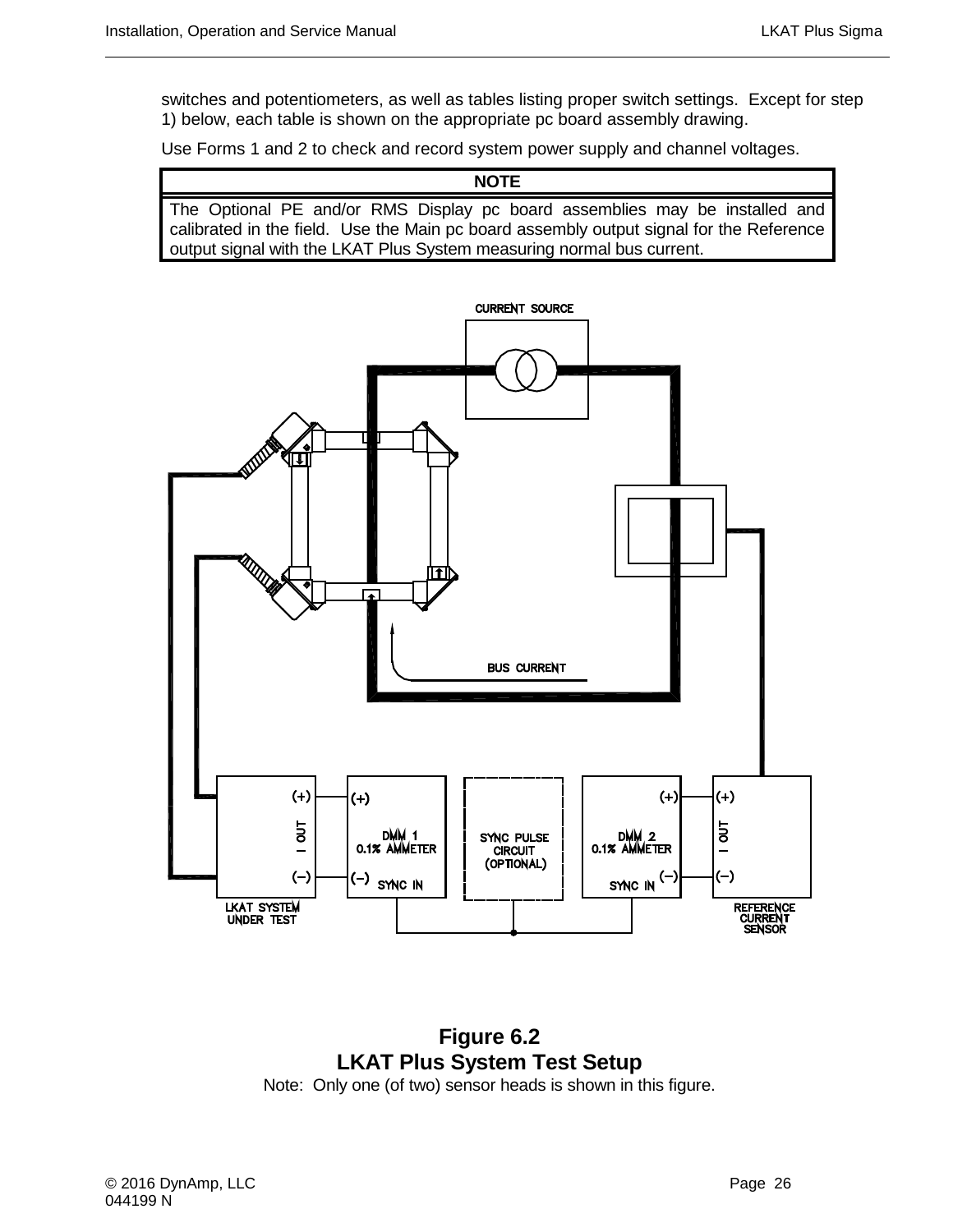switches and potentiometers, as well as tables listing proper switch settings. Except for step 1) below, each table is shown on the appropriate pc board assembly drawing.

Use Forms 1 and 2 to check and record system power supply and channel voltages.

| NOTE |
| --- |
| The Optional PE and/or RMS Display pc board assemblies may be installed and calibrated in the field. Use the Main pc board assembly output signal for the Reference output signal with the LKAT Plus System measuring normal bus current. |

**Figure 6.2**
**LKAT Plus System Test Setup**
Note: Only one (of two) sensor heads is shown in this figure.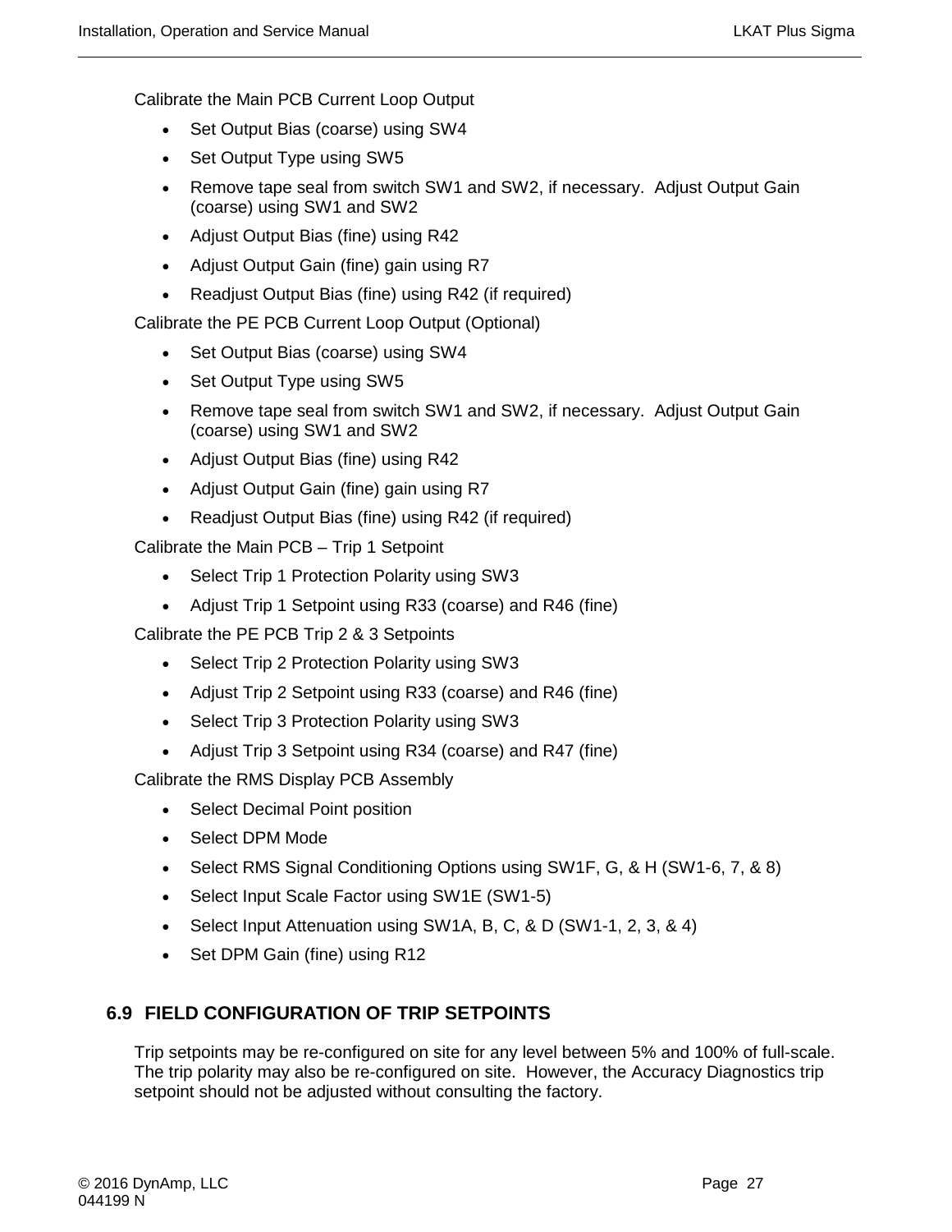Calibrate the Main PCB Current Loop Output

- Set Output Bias (coarse) using SW4
- Set Output Type using SW5
- Remove tape seal from switch SW1 and SW2, if necessary.  Adjust Output Gain (coarse) using SW1 and SW2
- Adjust Output Bias (fine) using R42
- Adjust Output Gain (fine) gain using R7
- Readjust Output Bias (fine) using R42 (if required)

Calibrate the PE PCB Current Loop Output (Optional)

- Set Output Bias (coarse) using SW4
- Set Output Type using SW5
- Remove tape seal from switch SW1 and SW2, if necessary.  Adjust Output Gain (coarse) using SW1 and SW2
- Adjust Output Bias (fine) using R42
- Adjust Output Gain (fine) gain using R7
- Readjust Output Bias (fine) using R42 (if required)

Calibrate the Main PCB – Trip 1 Setpoint

- Select Trip 1 Protection Polarity using SW3
- Adjust Trip 1 Setpoint using R33 (coarse) and R46 (fine)

Calibrate the PE PCB Trip 2 & 3 Setpoints

- Select Trip 2 Protection Polarity using SW3
- Adjust Trip 2 Setpoint using R33 (coarse) and R46 (fine)
- Select Trip 3 Protection Polarity using SW3
- Adjust Trip 3 Setpoint using R34 (coarse) and R47 (fine)

Calibrate the RMS Display PCB Assembly

- Select Decimal Point position
- Select DPM Mode
- Select RMS Signal Conditioning Options using SW1F, G, & H (SW1-6, 7, & 8)
- Select Input Scale Factor using SW1E (SW1-5)
- Select Input Attenuation using SW1A, B, C, & D (SW1-1, 2, 3, & 4)
- Set DPM Gain (fine) using R12

## 6.9 FIELD CONFIGURATION OF TRIP SETPOINTS

Trip setpoints may be re-configured on site for any level between 5% and 100% of full-scale. The trip polarity may also be re-configured on site.  However, the Accuracy Diagnostics trip setpoint should not be adjusted without consulting the factory.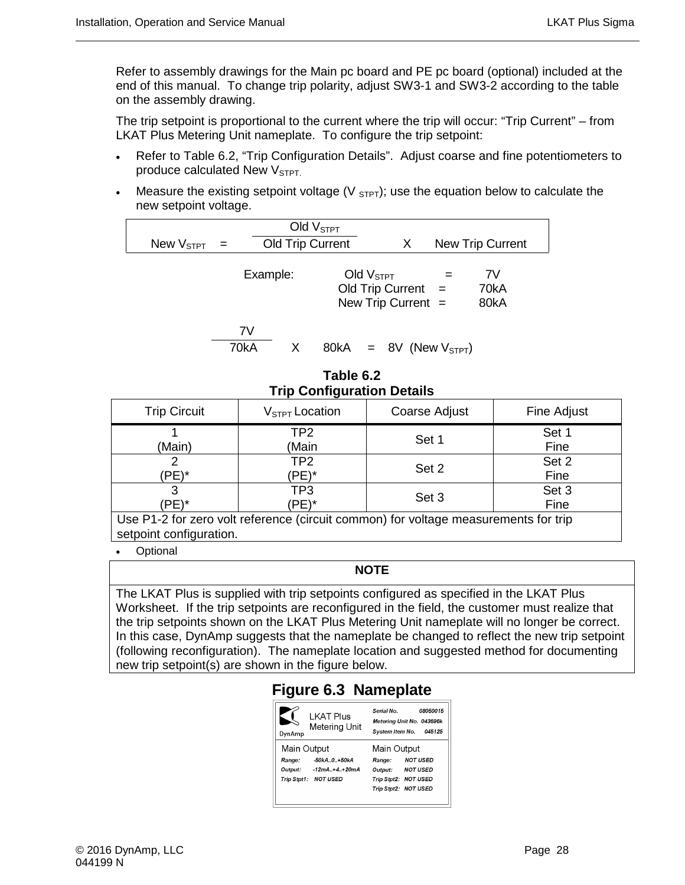Refer to assembly drawings for the Main pc board and PE pc board (optional) included at the end of this manual. To change trip polarity, adjust SW3-1 and SW3-2 according to the table on the assembly drawing.

The trip setpoint is proportional to the current where the trip will occur: "Trip Current" – from LKAT Plus Metering Unit nameplate. To configure the trip setpoint:

- Refer to Table 6.2, "Trip Configuration Details". Adjust coarse and fine potentiometers to produce calculated New $V_{STPT}$.
- Measure the existing setpoint voltage ($V_{STPT}$); use the equation below to calculate the new setpoint voltage.

$$\text{New } V_{STPT} = \frac{\text{Old } V_{STPT}}{\text{Old Trip Current}} \times \text{New Trip Current}$$

Example: Old $V_{STPT}$ = 7V
Old Trip Current = 70kA
New Trip Current = 80kA

$$\frac{7V}{70kA} \times 80kA = 8V \text{ (New } V_{STPT})$$

**Table 6.2**
**Trip Configuration Details**

| Trip Circuit | $V_{STPT}$ Location | Coarse Adjust | Fine Adjust |
|---|---|---|---|
| 1 (Main) | TP2 (Main | Set 1 | Set 1 Fine |
| 2 (PE)* | TP2 (PE)* | Set 2 | Set 2 Fine |
| 3 (PE)* | TP3 (PE)* | Set 3 | Set 3 Fine |
| Use P1-2 for zero volt reference (circuit common) for voltage measurements for trip setpoint configuration. | | | |

- Optional

**NOTE**

The LKAT Plus is supplied with trip setpoints configured as specified in the LKAT Plus Worksheet. If the trip setpoints are reconfigured in the field, the customer must realize that the trip setpoints shown on the LKAT Plus Metering Unit nameplate will no longer be correct. In this case, DynAmp suggests that the nameplate be changed to reflect the new trip setpoint (following reconfiguration). The nameplate location and suggested method for documenting new trip setpoint(s) are shown in the figure below.

## Figure 6.3 Nameplate

| LKAT Plus Metering Unit | Serial No. 08050015 / Metering Unit No. 043696k / System Item No. 045125 |
|---|---|
| **Main Output** | **Main Output** |
| Range: -50kA..0..+50kA | Range: NOT USED |
| Output: -12mA..+4..+20mA | Output: NOT USED |
| Trip Stpt1: NOT USED | Trip Stpt2: NOT USED |
| | Trip Stpt2: NOT USED |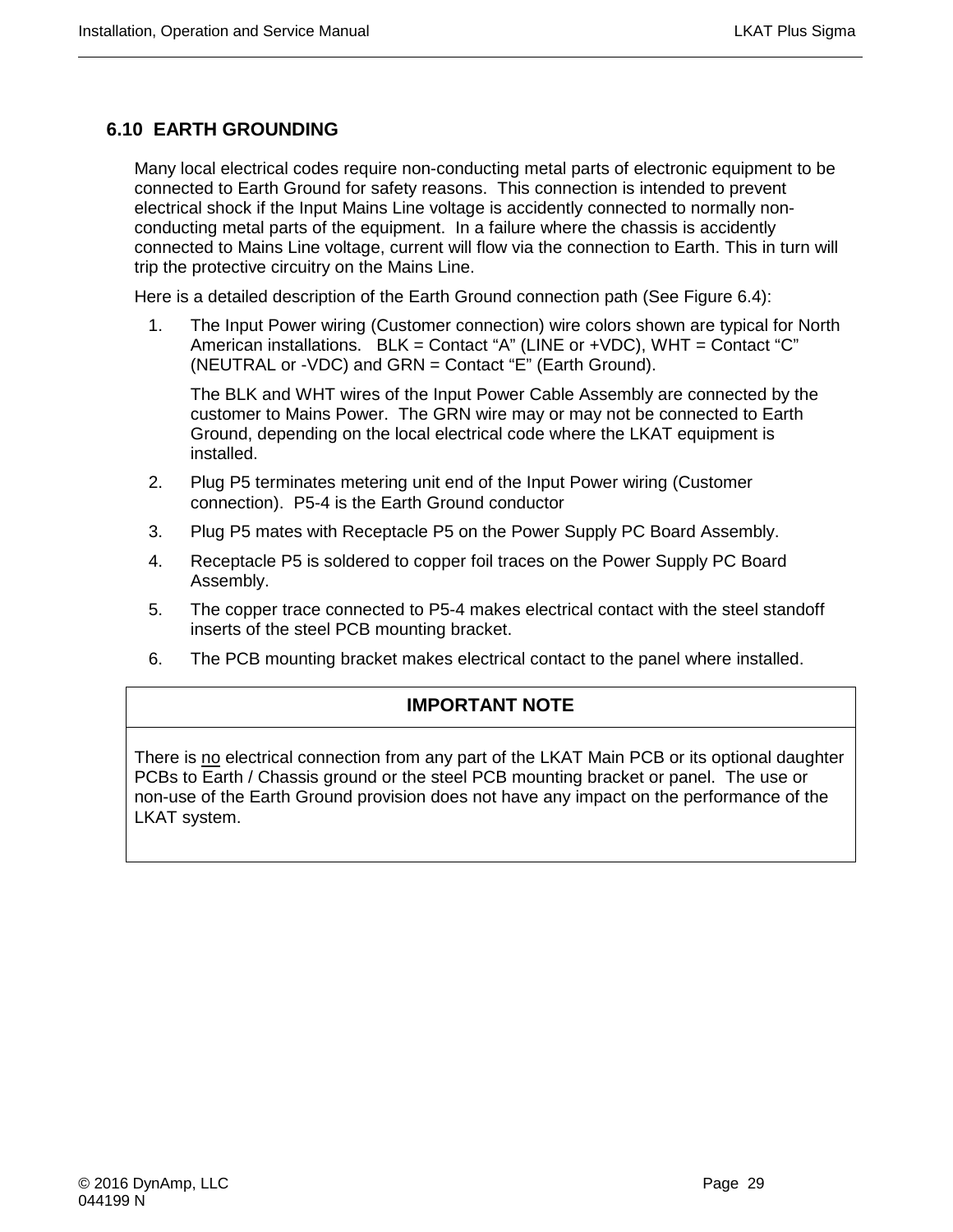## 6.10 EARTH GROUNDING

Many local electrical codes require non-conducting metal parts of electronic equipment to be connected to Earth Ground for safety reasons. This connection is intended to prevent electrical shock if the Input Mains Line voltage is accidently connected to normally non-conducting metal parts of the equipment. In a failure where the chassis is accidently connected to Mains Line voltage, current will flow via the connection to Earth. This in turn will trip the protective circuitry on the Mains Line.

Here is a detailed description of the Earth Ground connection path (See Figure 6.4):

1. The Input Power wiring (Customer connection) wire colors shown are typical for North American installations. BLK = Contact “A” (LINE or +VDC), WHT = Contact “C” (NEUTRAL or -VDC) and GRN = Contact “E” (Earth Ground).

   The BLK and WHT wires of the Input Power Cable Assembly are connected by the customer to Mains Power. The GRN wire may or may not be connected to Earth Ground, depending on the local electrical code where the LKAT equipment is installed.

2. Plug P5 terminates metering unit end of the Input Power wiring (Customer connection). P5-4 is the Earth Ground conductor
3. Plug P5 mates with Receptacle P5 on the Power Supply PC Board Assembly.
4. Receptacle P5 is soldered to copper foil traces on the Power Supply PC Board Assembly.
5. The copper trace connected to P5-4 makes electrical contact with the steel standoff inserts of the steel PCB mounting bracket.
6. The PCB mounting bracket makes electrical contact to the panel where installed.

| IMPORTANT NOTE |
|---|
| There is <u>no</u> electrical connection from any part of the LKAT Main PCB or its optional daughter PCBs to Earth / Chassis ground or the steel PCB mounting bracket or panel. The use or non-use of the Earth Ground provision does not have any impact on the performance of the LKAT system. |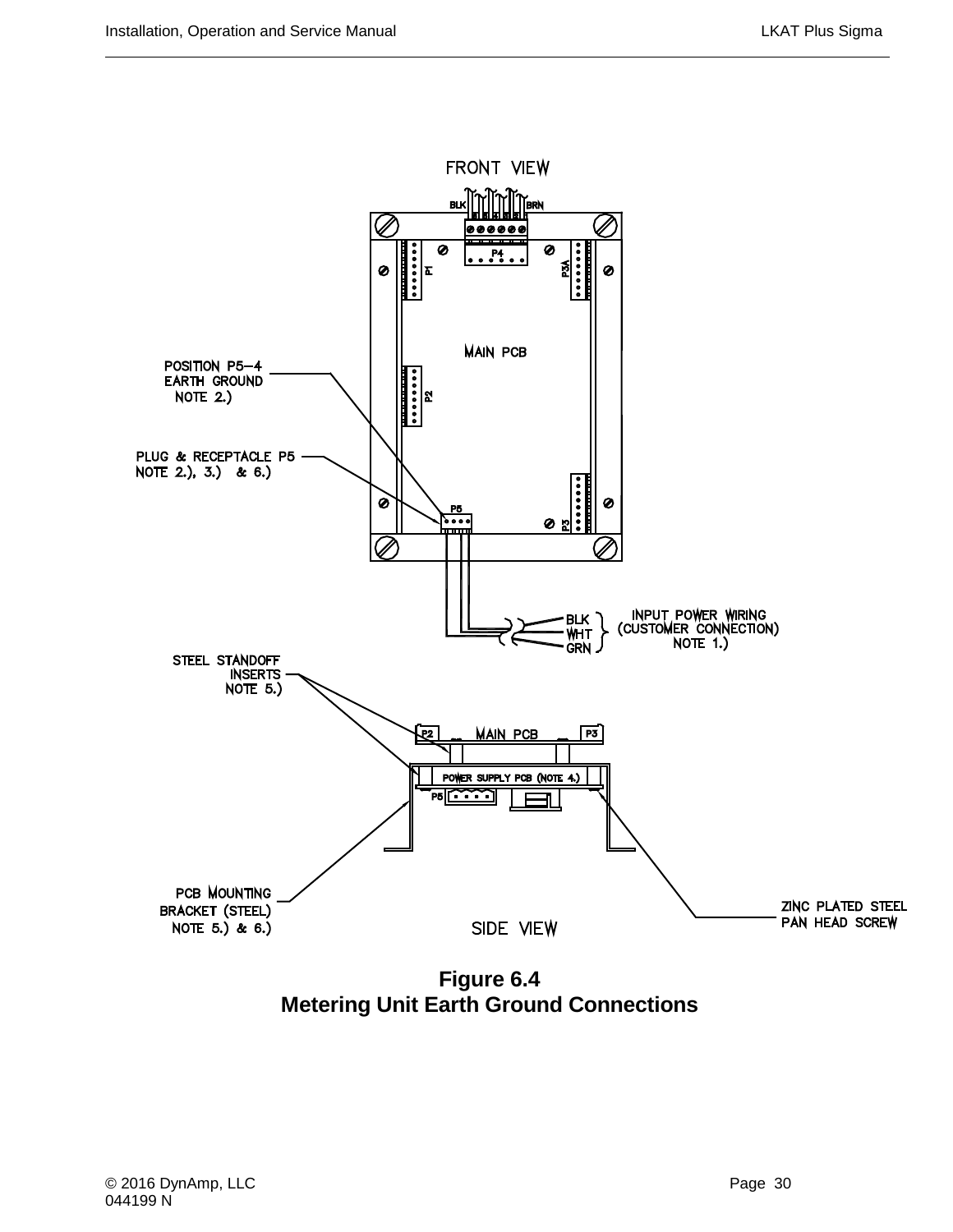FRONT VIEW

BLK BRN

P4

P1

P3A

MAIN PCB

POSITION P5–4
EARTH GROUND
NOTE 2.)

P2

PLUG & RECEPTACLE P5
NOTE 2.), 3.) & 6.)

P5

P3

BLK
WHT
GRN

INPUT POWER WIRING
(CUSTOMER CONNECTION)
NOTE 1.)

STEEL STANDOFF
INSERTS
NOTE 5.)

P2 MAIN PCB P3

POWER SUPPLY PCB (NOTE 4.)

P5

PCB MOUNTING
BRACKET (STEEL)
NOTE 5.) & 6.)

ZINC PLATED STEEL
PAN HEAD SCREW

SIDE VIEW

**Figure 6.4**
**Metering Unit Earth Ground Connections**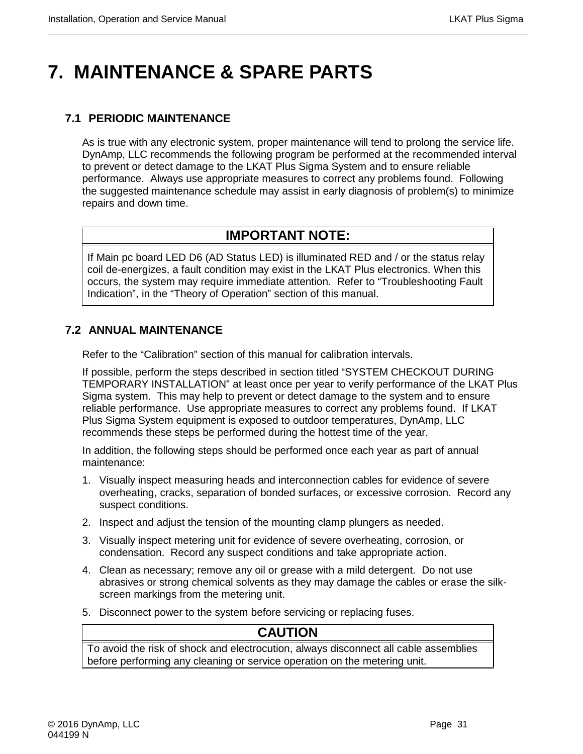# 7. MAINTENANCE & SPARE PARTS

## 7.1 PERIODIC MAINTENANCE

As is true with any electronic system, proper maintenance will tend to prolong the service life. DynAmp, LLC recommends the following program be performed at the recommended interval to prevent or detect damage to the LKAT Plus Sigma System and to ensure reliable performance. Always use appropriate measures to correct any problems found. Following the suggested maintenance schedule may assist in early diagnosis of problem(s) to minimize repairs and down time.

| IMPORTANT NOTE: |
|---|
| If Main pc board LED D6 (AD Status LED) is illuminated RED and / or the status relay coil de-energizes, a fault condition may exist in the LKAT Plus electronics. When this occurs, the system may require immediate attention. Refer to "Troubleshooting Fault Indication", in the "Theory of Operation" section of this manual. |

## 7.2 ANNUAL MAINTENANCE

Refer to the "Calibration" section of this manual for calibration intervals.

If possible, perform the steps described in section titled "SYSTEM CHECKOUT DURING TEMPORARY INSTALLATION" at least once per year to verify performance of the LKAT Plus Sigma system. This may help to prevent or detect damage to the system and to ensure reliable performance. Use appropriate measures to correct any problems found. If LKAT Plus Sigma System equipment is exposed to outdoor temperatures, DynAmp, LLC recommends these steps be performed during the hottest time of the year.

In addition, the following steps should be performed once each year as part of annual maintenance:

1. Visually inspect measuring heads and interconnection cables for evidence of severe overheating, cracks, separation of bonded surfaces, or excessive corrosion. Record any suspect conditions.
2. Inspect and adjust the tension of the mounting clamp plungers as needed.
3. Visually inspect metering unit for evidence of severe overheating, corrosion, or condensation. Record any suspect conditions and take appropriate action.
4. Clean as necessary; remove any oil or grease with a mild detergent. Do not use abrasives or strong chemical solvents as they may damage the cables or erase the silk-screen markings from the metering unit.
5. Disconnect power to the system before servicing or replacing fuses.

| CAUTION |
|---|
| To avoid the risk of shock and electrocution, always disconnect all cable assemblies before performing any cleaning or service operation on the metering unit. |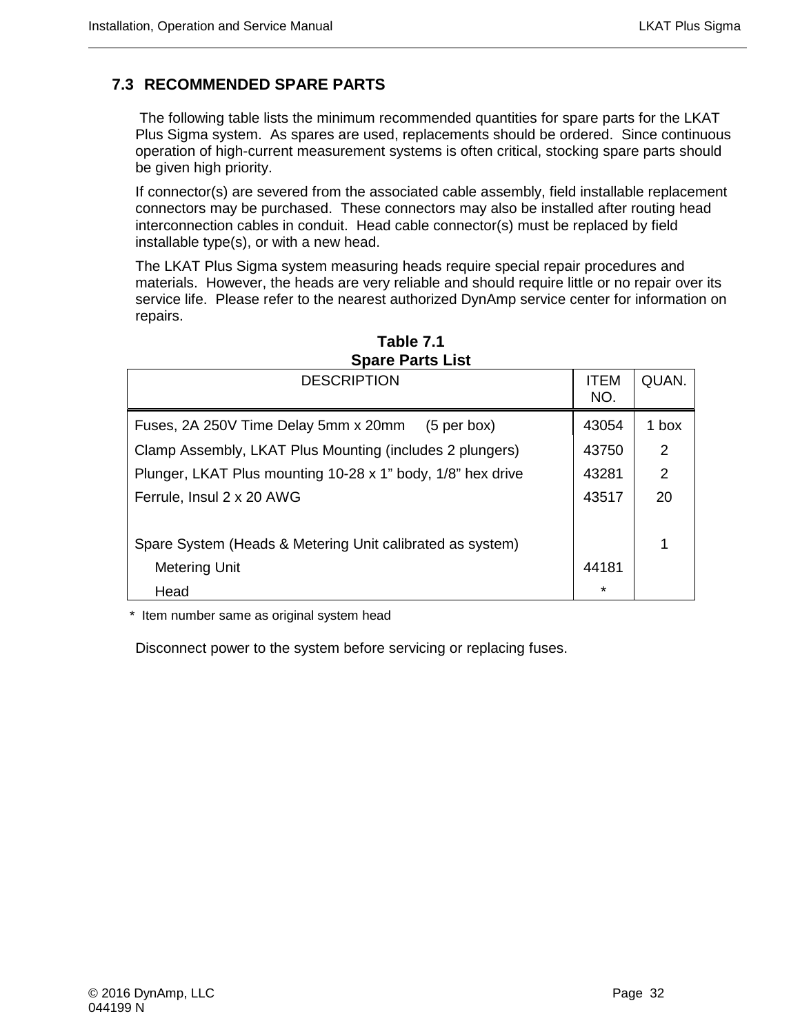## 7.3 RECOMMENDED SPARE PARTS

The following table lists the minimum recommended quantities for spare parts for the LKAT Plus Sigma system. As spares are used, replacements should be ordered. Since continuous operation of high-current measurement systems is often critical, stocking spare parts should be given high priority.

If connector(s) are severed from the associated cable assembly, field installable replacement connectors may be purchased. These connectors may also be installed after routing head interconnection cables in conduit. Head cable connector(s) must be replaced by field installable type(s), or with a new head.

The LKAT Plus Sigma system measuring heads require special repair procedures and materials. However, the heads are very reliable and should require little or no repair over its service life. Please refer to the nearest authorized DynAmp service center for information on repairs.

**Table 7.1**
**Spare Parts List**

| DESCRIPTION | ITEM NO. | QUAN. |
|---|---|---|
| Fuses, 2A 250V Time Delay 5mm x 20mm (5 per box) | 43054 | 1 box |
| Clamp Assembly, LKAT Plus Mounting (includes 2 plungers) | 43750 | 2 |
| Plunger, LKAT Plus mounting 10-28 x 1" body, 1/8" hex drive | 43281 | 2 |
| Ferrule, Insul 2 x 20 AWG | 43517 | 20 |
| | | |
| Spare System (Heads & Metering Unit calibrated as system) | | 1 |
| Metering Unit | 44181 | |
| Head | * | |

\* Item number same as original system head

Disconnect power to the system before servicing or replacing fuses.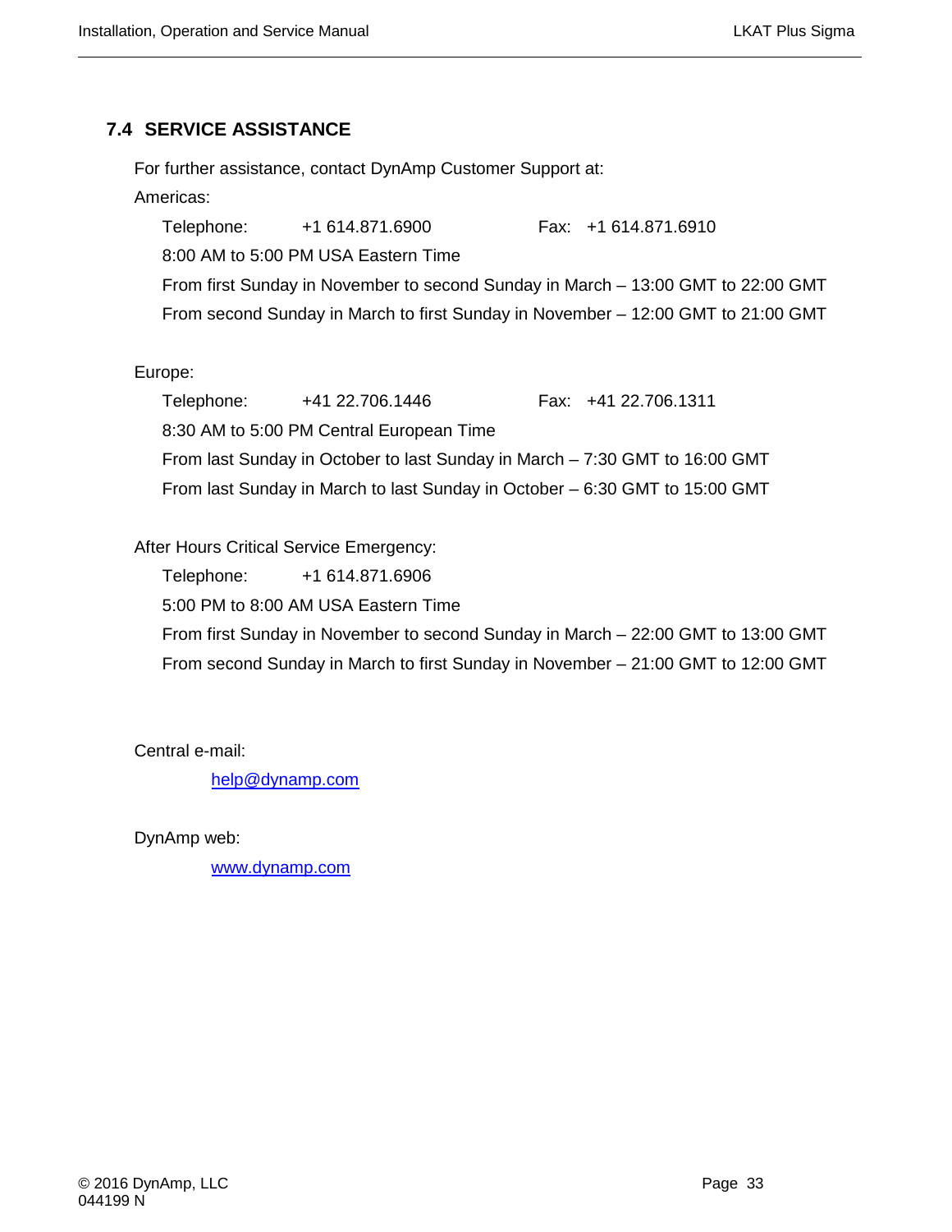## 7.4 SERVICE ASSISTANCE

For further assistance, contact DynAmp Customer Support at:

Americas:

Telephone: +1 614.871.6900 Fax: +1 614.871.6910

8:00 AM to 5:00 PM USA Eastern Time

From first Sunday in November to second Sunday in March – 13:00 GMT to 22:00 GMT

From second Sunday in March to first Sunday in November – 12:00 GMT to 21:00 GMT

Europe:

Telephone: +41 22.706.1446 Fax: +41 22.706.1311

8:30 AM to 5:00 PM Central European Time

From last Sunday in October to last Sunday in March – 7:30 GMT to 16:00 GMT

From last Sunday in March to last Sunday in October – 6:30 GMT to 15:00 GMT

After Hours Critical Service Emergency:

Telephone: +1 614.871.6906

5:00 PM to 8:00 AM USA Eastern Time

From first Sunday in November to second Sunday in March – 22:00 GMT to 13:00 GMT

From second Sunday in March to first Sunday in November – 21:00 GMT to 12:00 GMT

Central e-mail:

help@dynamp.com

DynAmp web:

www.dynamp.com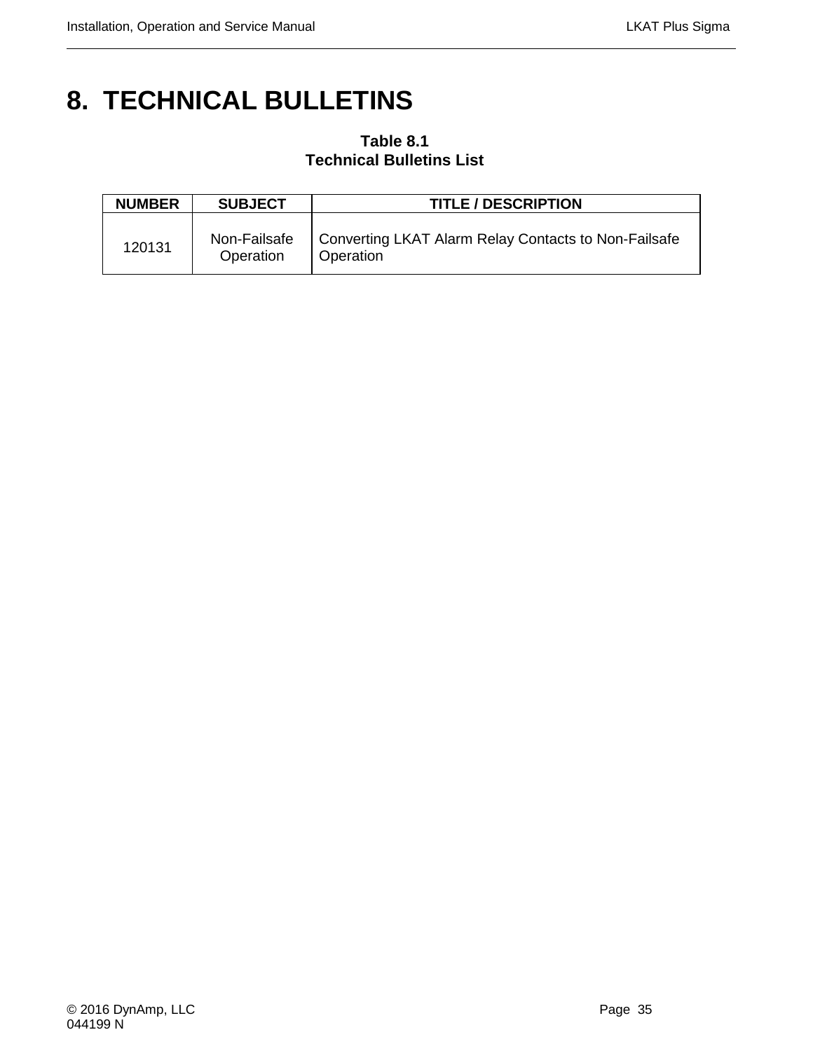# 8. TECHNICAL BULLETINS

**Table 8.1**
**Technical Bulletins List**

| NUMBER | SUBJECT | TITLE / DESCRIPTION |
|---|---|---|
| 120131 | Non-Failsafe Operation | Converting LKAT Alarm Relay Contacts to Non-Failsafe Operation |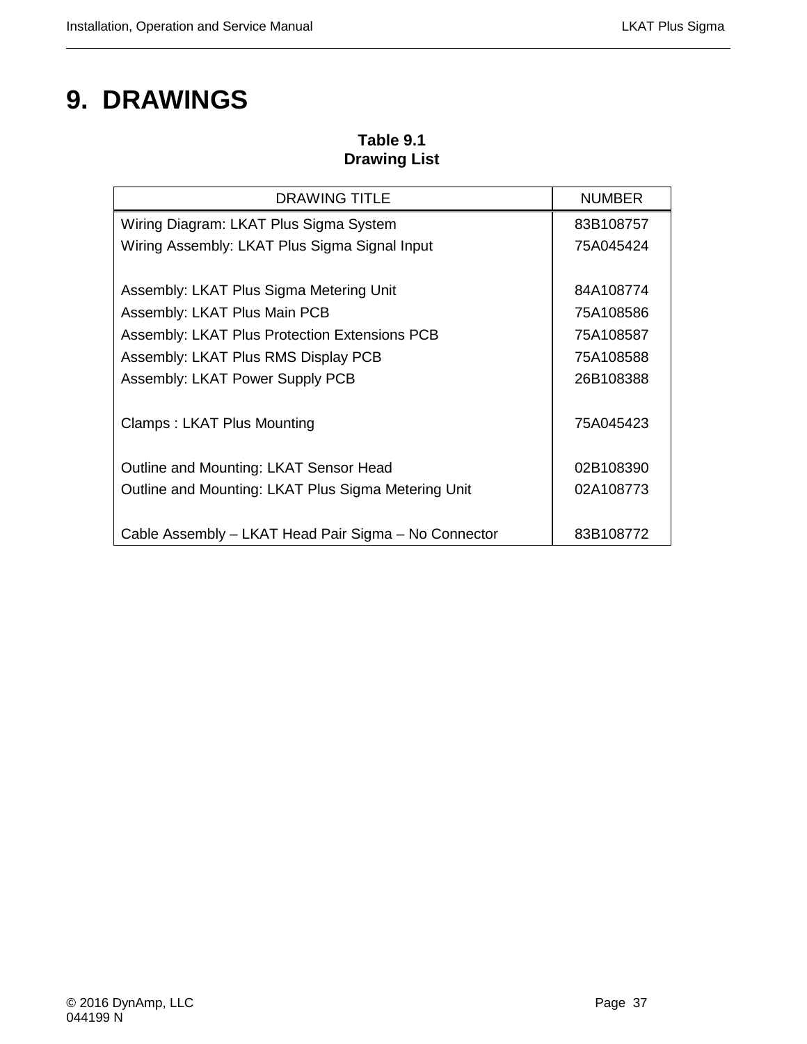# 9. DRAWINGS

**Table 9.1**
**Drawing List**

| DRAWING TITLE | NUMBER |
|---|---|
| Wiring Diagram: LKAT Plus Sigma System | 83B108757 |
| Wiring Assembly: LKAT Plus Sigma Signal Input | 75A045424 |
| | |
| Assembly: LKAT Plus Sigma Metering Unit | 84A108774 |
| Assembly: LKAT Plus Main PCB | 75A108586 |
| Assembly: LKAT Plus Protection Extensions PCB | 75A108587 |
| Assembly: LKAT Plus RMS Display PCB | 75A108588 |
| Assembly: LKAT Power Supply PCB | 26B108388 |
| | |
| Clamps : LKAT Plus Mounting | 75A045423 |
| | |
| Outline and Mounting: LKAT Sensor Head | 02B108390 |
| Outline and Mounting: LKAT Plus Sigma Metering Unit | 02A108773 |
| | |
| Cable Assembly – LKAT Head Pair Sigma – No Connector | 83B108772 |